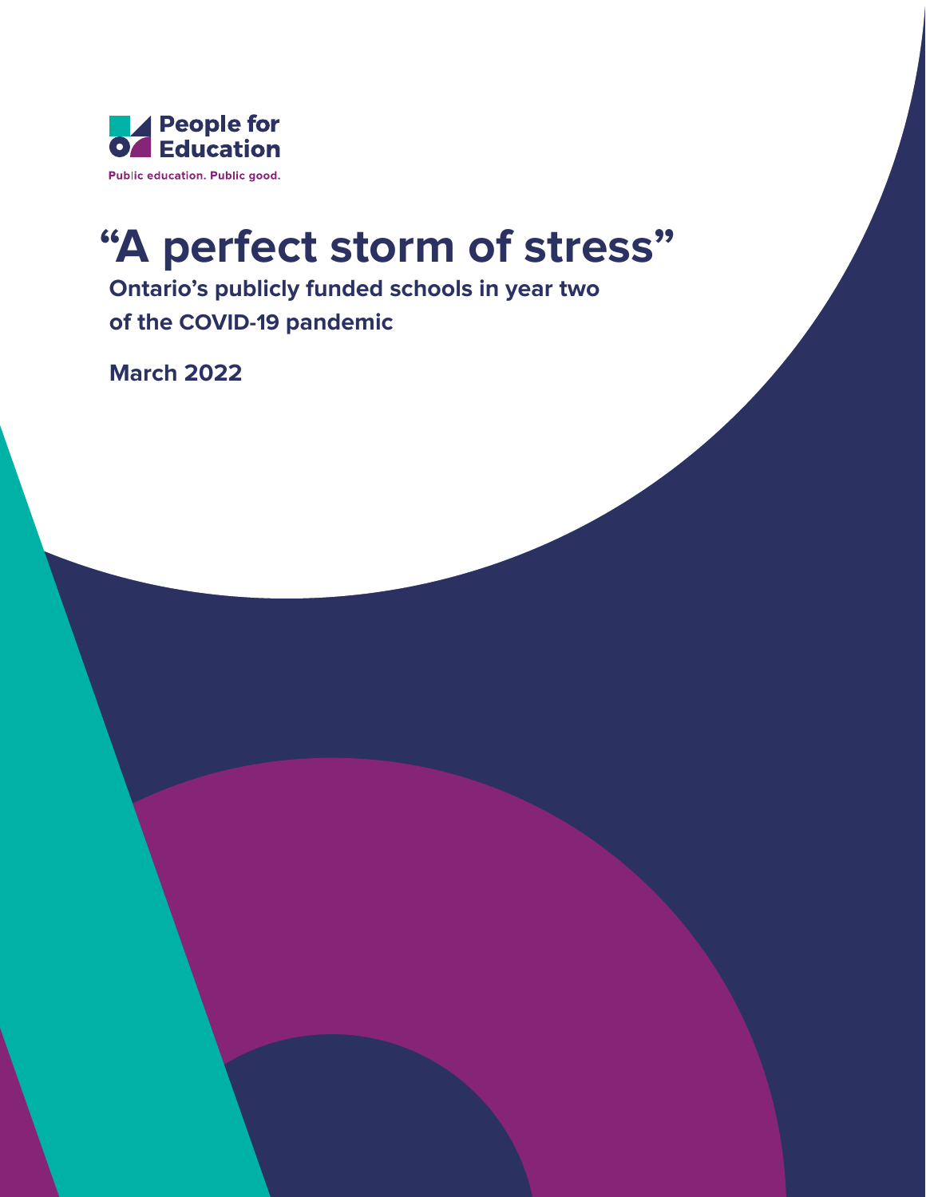People for Education

Public education. Public good.

# "A perfect storm of stress"

**Ontario's publicly funded schools in year two of the COVID-19 pandemic**

**March 2022**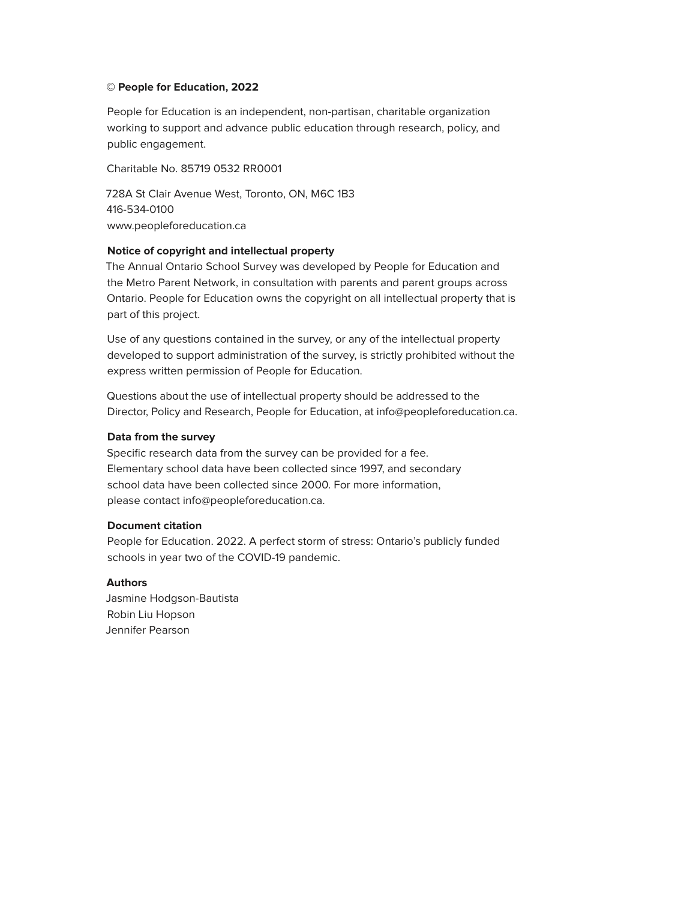© **People for Education, 2022**

People for Education is an independent, non-partisan, charitable organization working to support and advance public education through research, policy, and public engagement.

Charitable No. 85719 0532 RR0001

728A St Clair Avenue West, Toronto, ON, M6C 1B3
416-534-0100
www.peopleforeducation.ca

**Notice of copyright and intellectual property**
The Annual Ontario School Survey was developed by People for Education and the Metro Parent Network, in consultation with parents and parent groups across Ontario. People for Education owns the copyright on all intellectual property that is part of this project.

Use of any questions contained in the survey, or any of the intellectual property developed to support administration of the survey, is strictly prohibited without the express written permission of People for Education.

Questions about the use of intellectual property should be addressed to the Director, Policy and Research, People for Education, at info@peopleforeducation.ca.

**Data from the survey**
Specific research data from the survey can be provided for a fee. Elementary school data have been collected since 1997, and secondary school data have been collected since 2000. For more information, please contact info@peopleforeducation.ca.

**Document citation**
People for Education. 2022. A perfect storm of stress: Ontario's publicly funded schools in year two of the COVID-19 pandemic.

**Authors**
Jasmine Hodgson-Bautista
Robin Liu Hopson
Jennifer Pearson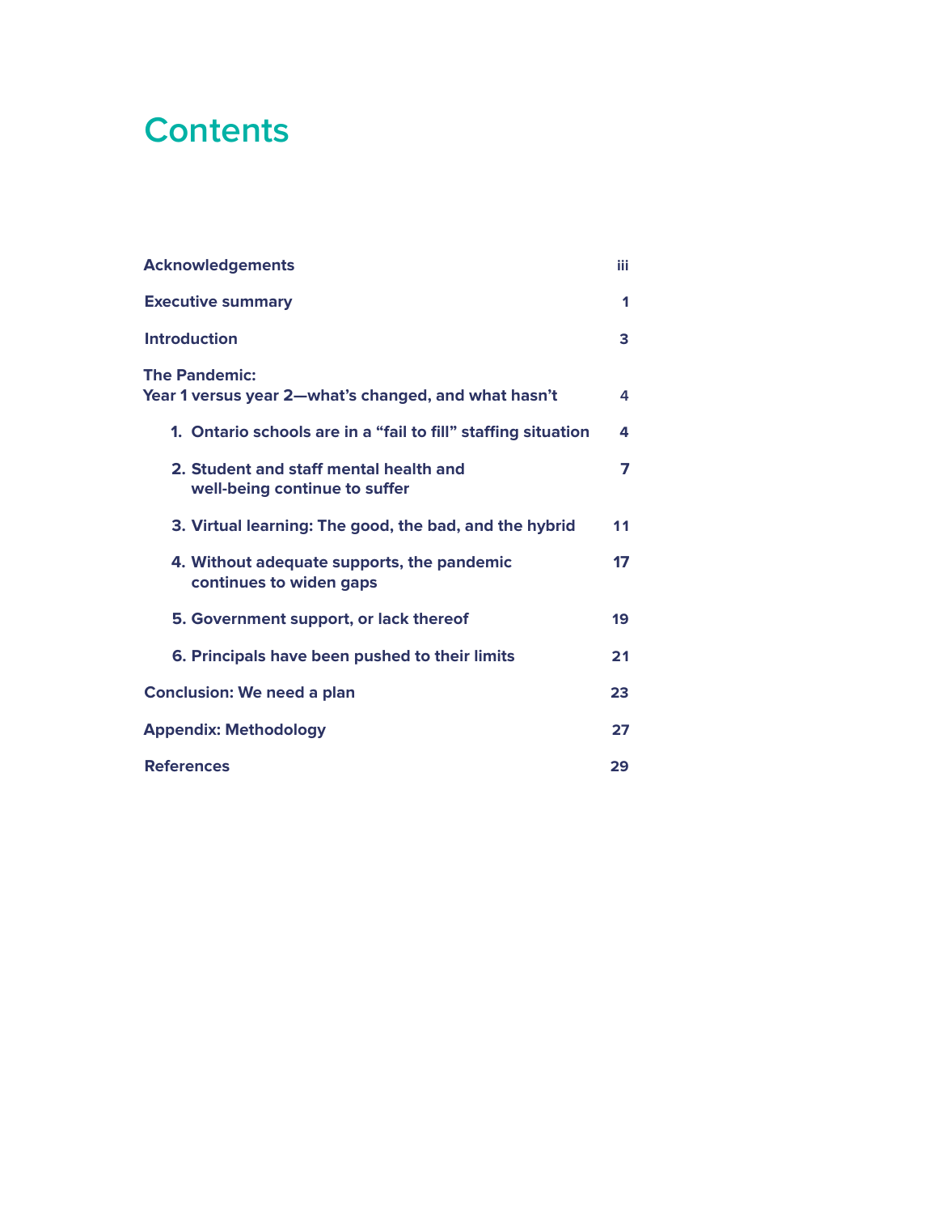# Contents

**Acknowledgements** iii

**Executive summary** 1

**Introduction** 3

**The Pandemic:**
**Year 1 versus year 2—what's changed, and what hasn't** 4

1. **Ontario schools are in a "fail to fill" staffing situation** 4
2. **Student and staff mental health and well-being continue to suffer** 7
3. **Virtual learning: The good, the bad, and the hybrid** 11
4. **Without adequate supports, the pandemic continues to widen gaps** 17
5. **Government support, or lack thereof** 19
6. **Principals have been pushed to their limits** 21

**Conclusion: We need a plan** 23

**Appendix: Methodology** 27

**References** 29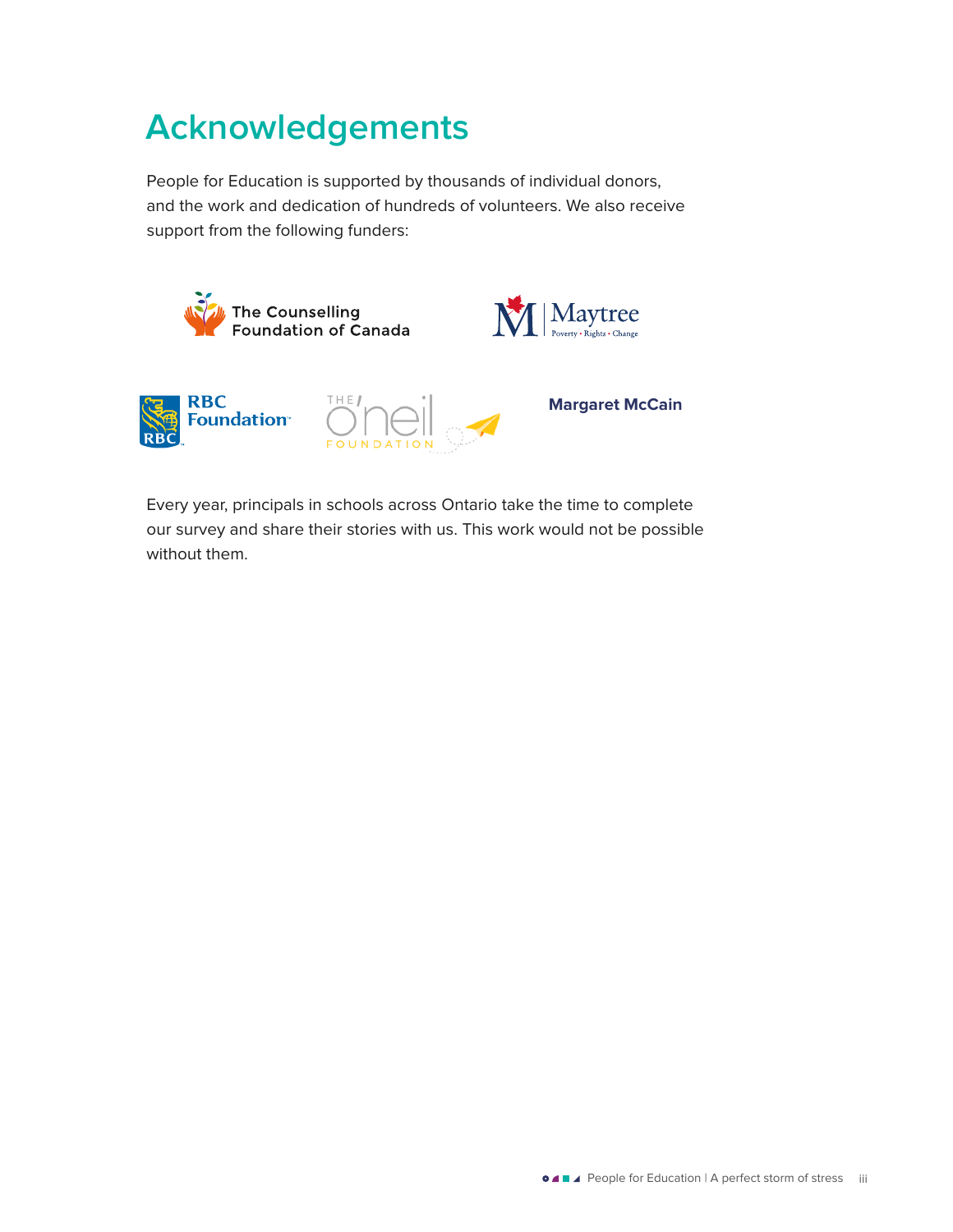# Acknowledgements

People for Education is supported by thousands of individual donors, and the work and dedication of hundreds of volunteers. We also receive support from the following funders:

The Counselling Foundation of Canada

Maytree
Poverty • Rights • Change

RBC Foundation

The O'Neil Foundation

Margaret McCain

Every year, principals in schools across Ontario take the time to complete our survey and share their stories with us. This work would not be possible without them.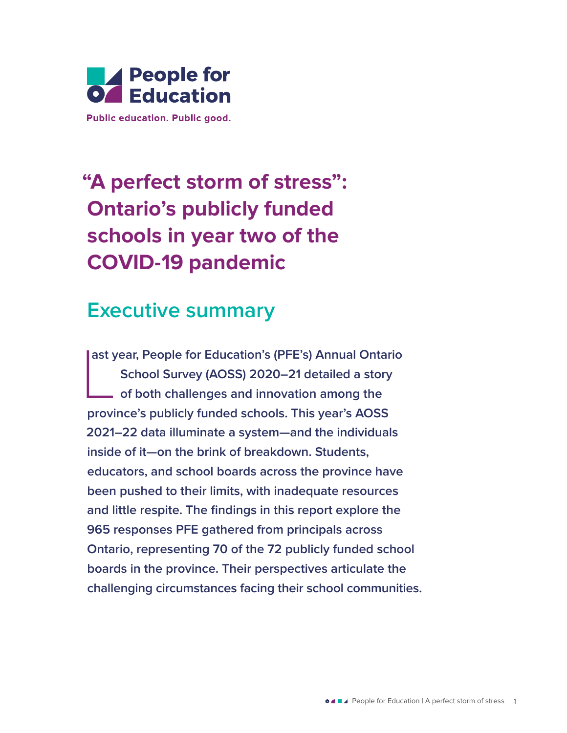People for Education

Public education. Public good.

# "A perfect storm of stress": Ontario's publicly funded schools in year two of the COVID-19 pandemic

## Executive summary

Last year, People for Education's (PFE's) Annual Ontario School Survey (AOSS) 2020–21 detailed a story of both challenges and innovation among the province's publicly funded schools. This year's AOSS 2021–22 data illuminate a system—and the individuals inside of it—on the brink of breakdown. Students, educators, and school boards across the province have been pushed to their limits, with inadequate resources and little respite. The findings in this report explore the 965 responses PFE gathered from principals across Ontario, representing 70 of the 72 publicly funded school boards in the province. Their perspectives articulate the challenging circumstances facing their school communities.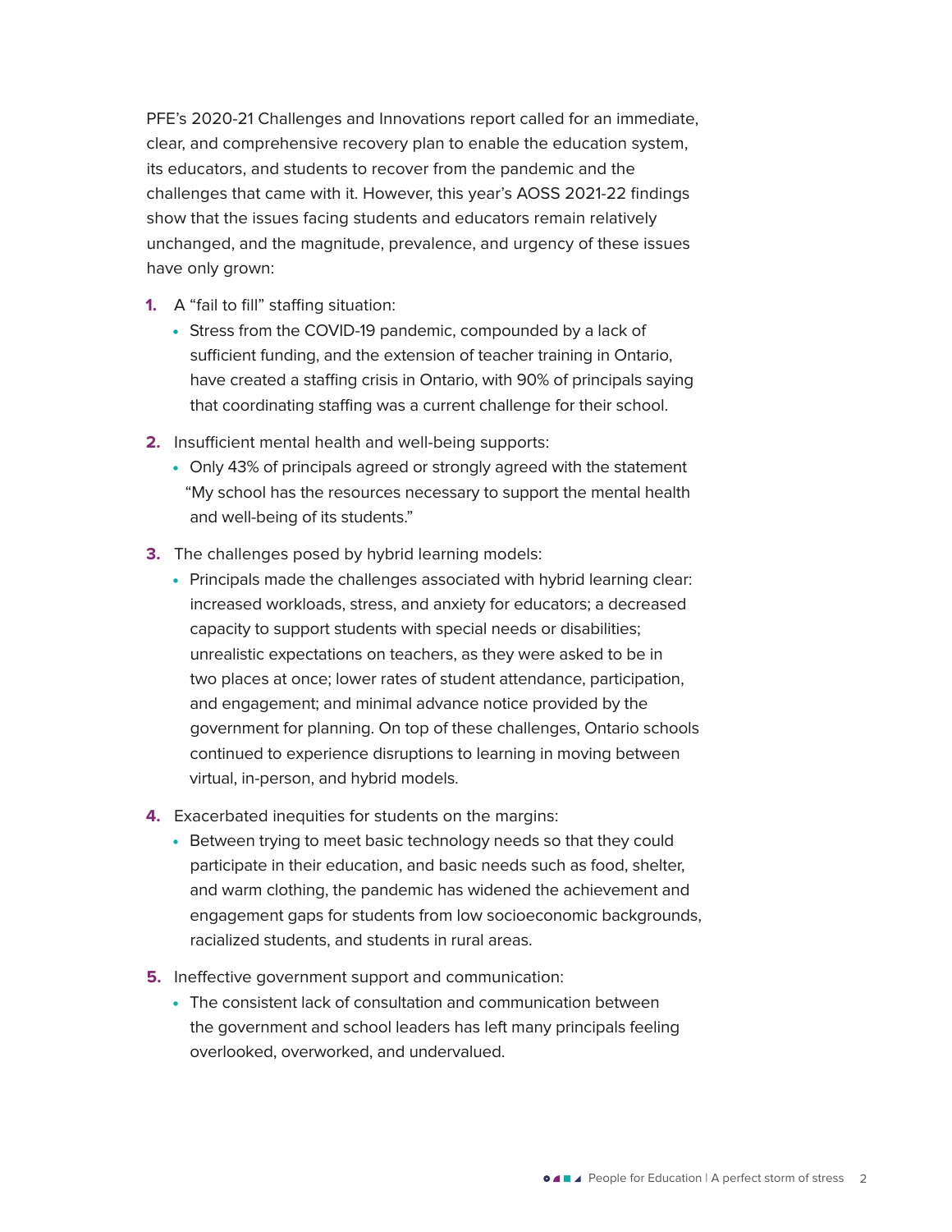PFE's 2020-21 Challenges and Innovations report called for an immediate, clear, and comprehensive recovery plan to enable the education system, its educators, and students to recover from the pandemic and the challenges that came with it. However, this year's AOSS 2021-22 findings show that the issues facing students and educators remain relatively unchanged, and the magnitude, prevalence, and urgency of these issues have only grown:

1. A "fail to fill" staffing situation:
   - Stress from the COVID-19 pandemic, compounded by a lack of sufficient funding, and the extension of teacher training in Ontario, have created a staffing crisis in Ontario, with 90% of principals saying that coordinating staffing was a current challenge for their school.
2. Insufficient mental health and well-being supports:
   - Only 43% of principals agreed or strongly agreed with the statement "My school has the resources necessary to support the mental health and well-being of its students."
3. The challenges posed by hybrid learning models:
   - Principals made the challenges associated with hybrid learning clear: increased workloads, stress, and anxiety for educators; a decreased capacity to support students with special needs or disabilities; unrealistic expectations on teachers, as they were asked to be in two places at once; lower rates of student attendance, participation, and engagement; and minimal advance notice provided by the government for planning. On top of these challenges, Ontario schools continued to experience disruptions to learning in moving between virtual, in-person, and hybrid models.
4. Exacerbated inequities for students on the margins:
   - Between trying to meet basic technology needs so that they could participate in their education, and basic needs such as food, shelter, and warm clothing, the pandemic has widened the achievement and engagement gaps for students from low socioeconomic backgrounds, racialized students, and students in rural areas.
5. Ineffective government support and communication:
   - The consistent lack of consultation and communication between the government and school leaders has left many principals feeling overlooked, overworked, and undervalued.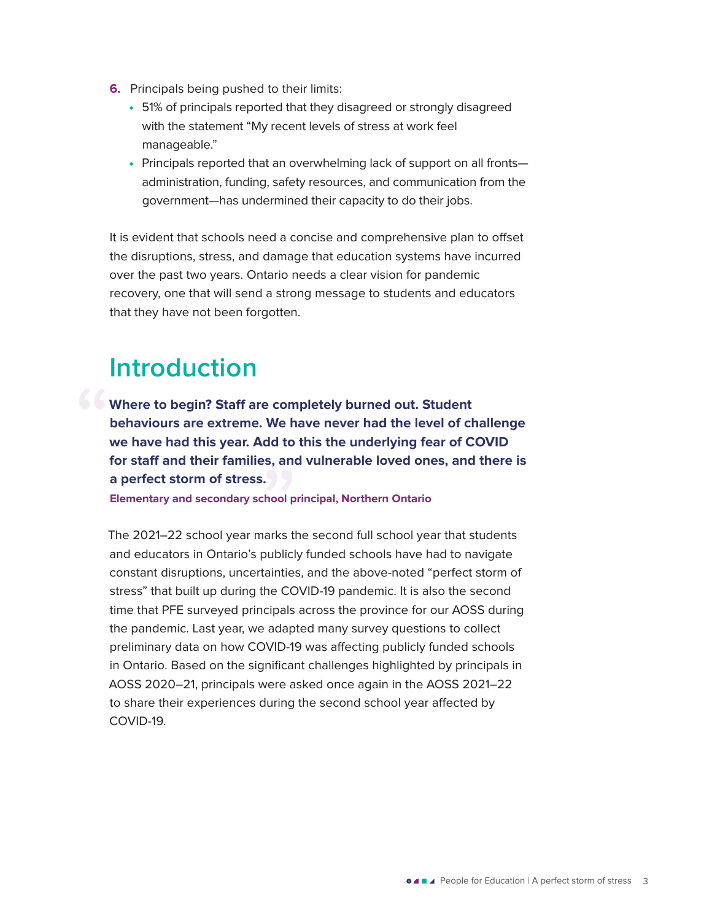6. Principals being pushed to their limits:
    - 51% of principals reported that they disagreed or strongly disagreed with the statement "My recent levels of stress at work feel manageable."
    - Principals reported that an overwhelming lack of support on all fronts—administration, funding, safety resources, and communication from the government—has undermined their capacity to do their jobs.

It is evident that schools need a concise and comprehensive plan to offset the disruptions, stress, and damage that education systems have incurred over the past two years. Ontario needs a clear vision for pandemic recovery, one that will send a strong message to students and educators that they have not been forgotten.

# Introduction

> **"Where to begin? Staff are completely burned out. Student behaviours are extreme. We have never had the level of challenge we have had this year. Add to this the underlying fear of COVID for staff and their families, and vulnerable loved ones, and there is a perfect storm of stress."**
>
> **Elementary and secondary school principal, Northern Ontario**

The 2021–22 school year marks the second full school year that students and educators in Ontario's publicly funded schools have had to navigate constant disruptions, uncertainties, and the above-noted "perfect storm of stress" that built up during the COVID-19 pandemic. It is also the second time that PFE surveyed principals across the province for our AOSS during the pandemic. Last year, we adapted many survey questions to collect preliminary data on how COVID-19 was affecting publicly funded schools in Ontario. Based on the significant challenges highlighted by principals in AOSS 2020–21, principals were asked once again in the AOSS 2021–22 to share their experiences during the second school year affected by COVID-19.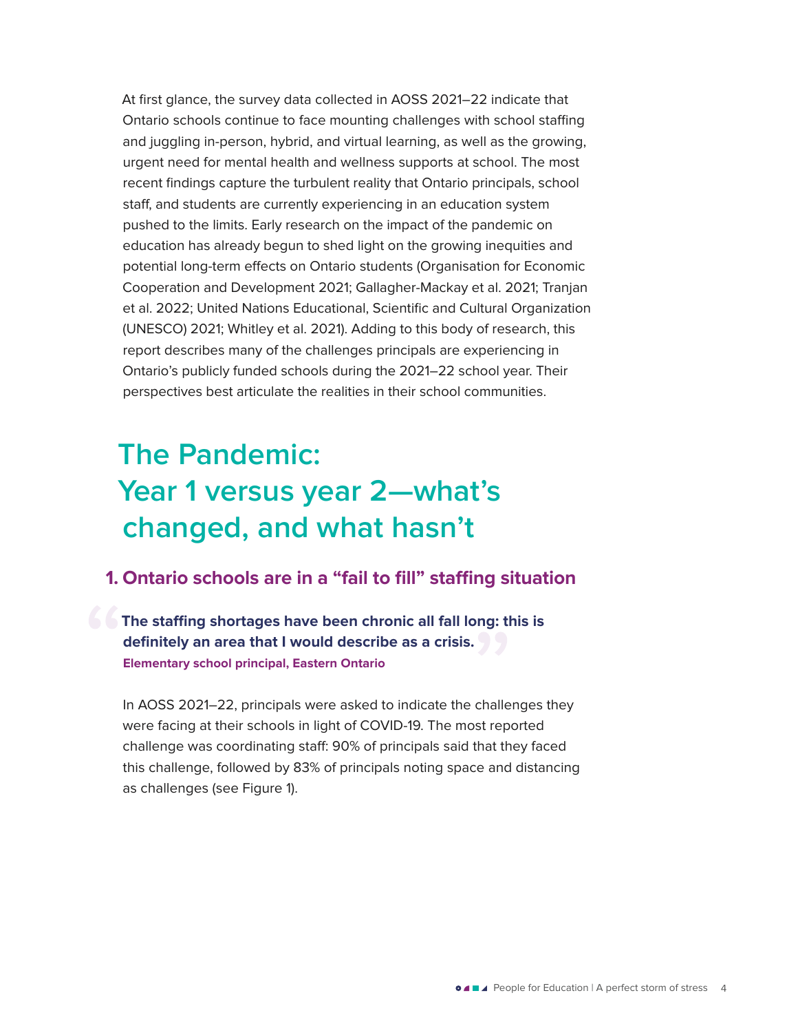At first glance, the survey data collected in AOSS 2021–22 indicate that Ontario schools continue to face mounting challenges with school staffing and juggling in-person, hybrid, and virtual learning, as well as the growing, urgent need for mental health and wellness supports at school. The most recent findings capture the turbulent reality that Ontario principals, school staff, and students are currently experiencing in an education system pushed to the limits. Early research on the impact of the pandemic on education has already begun to shed light on the growing inequities and potential long-term effects on Ontario students (Organisation for Economic Cooperation and Development 2021; Gallagher-Mackay et al. 2021; Tranjan et al. 2022; United Nations Educational, Scientific and Cultural Organization (UNESCO) 2021; Whitley et al. 2021). Adding to this body of research, this report describes many of the challenges principals are experiencing in Ontario's publicly funded schools during the 2021–22 school year. Their perspectives best articulate the realities in their school communities.

# The Pandemic: Year 1 versus year 2—what's changed, and what hasn't

## 1. Ontario schools are in a "fail to fill" staffing situation

> **The staffing shortages have been chronic all fall long: this is definitely an area that I would describe as a crisis.**
> **Elementary school principal, Eastern Ontario**

In AOSS 2021–22, principals were asked to indicate the challenges they were facing at their schools in light of COVID-19. The most reported challenge was coordinating staff: 90% of principals said that they faced this challenge, followed by 83% of principals noting space and distancing as challenges (see Figure 1).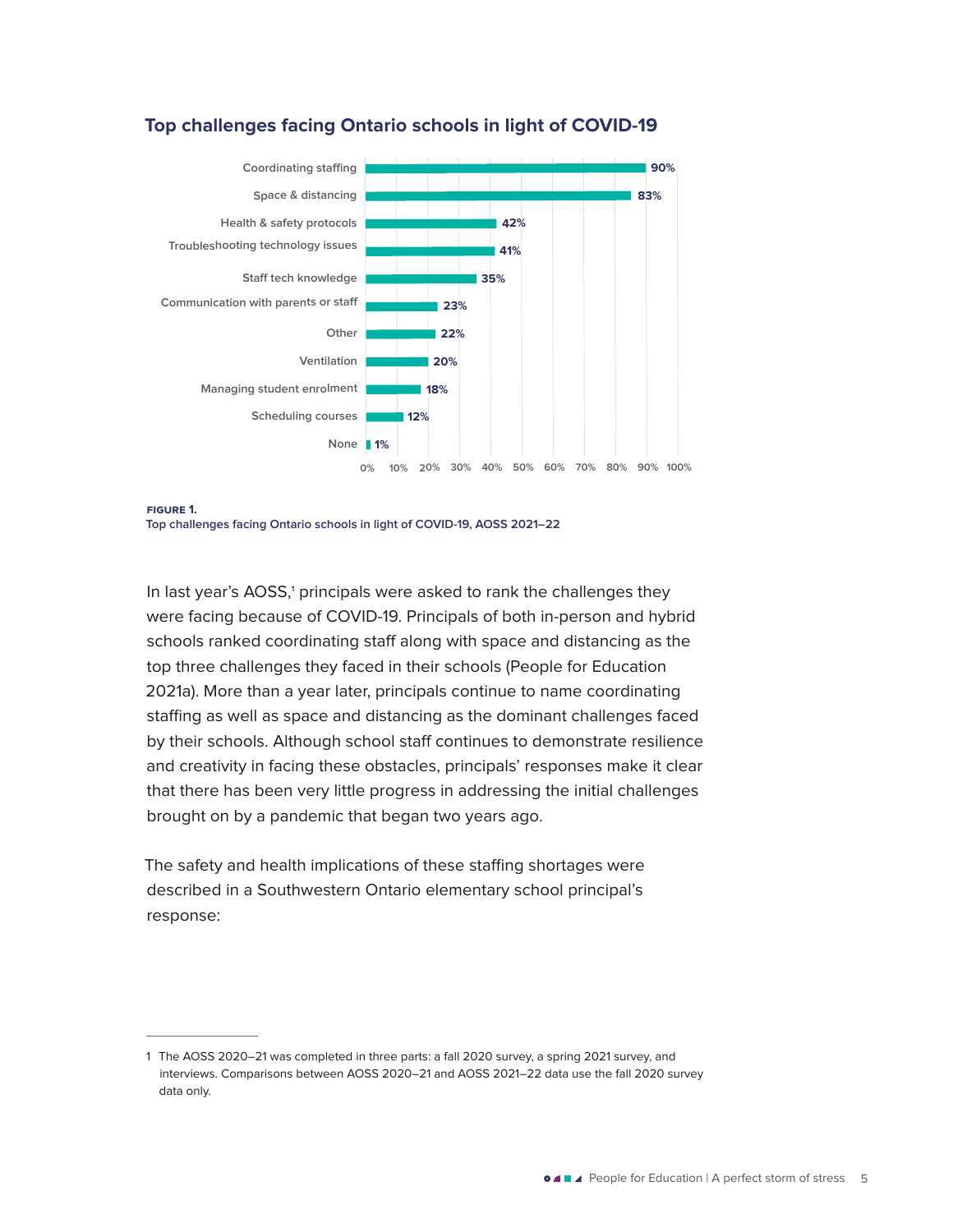### Top challenges facing Ontario schools in light of COVID-19

Coordinating staffing 90%
Space & distancing 83%
Health & safety protocols 42%
Troubleshooting technology issues 41%
Staff tech knowledge 35%
Communication with parents or staff 23%
Other 22%
Ventilation 20%
Managing student enrolment 18%
Scheduling courses 12%
None 1%

0% 10% 20% 30% 40% 50% 60% 70% 80% 90% 100%

**FIGURE 1.**
Top challenges facing Ontario schools in light of COVID-19, AOSS 2021–22

In last year's AOSS,[1] principals were asked to rank the challenges they were facing because of COVID-19. Principals of both in-person and hybrid schools ranked coordinating staff along with space and distancing as the top three challenges they faced in their schools (People for Education 2021a). More than a year later, principals continue to name coordinating staffing as well as space and distancing as the dominant challenges faced by their schools. Although school staff continues to demonstrate resilience and creativity in facing these obstacles, principals' responses make it clear that there has been very little progress in addressing the initial challenges brought on by a pandemic that began two years ago.

The safety and health implications of these staffing shortages were described in a Southwestern Ontario elementary school principal's response:

---

1 The AOSS 2020–21 was completed in three parts: a fall 2020 survey, a spring 2021 survey, and interviews. Comparisons between AOSS 2020–21 and AOSS 2021–22 data use the fall 2020 survey data only.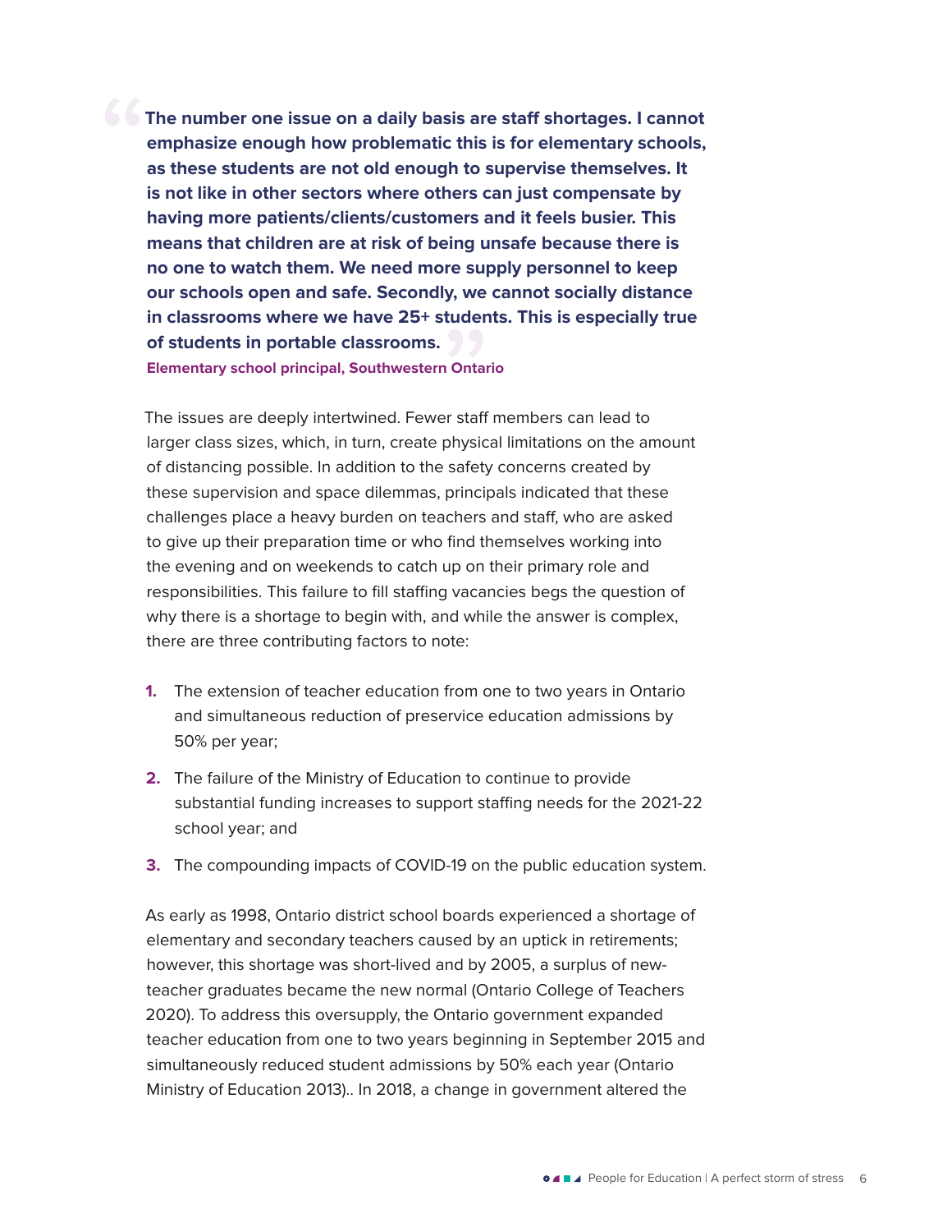> **The number one issue on a daily basis are staff shortages. I cannot emphasize enough how problematic this is for elementary schools, as these students are not old enough to supervise themselves. It is not like in other sectors where others can just compensate by having more patients/clients/customers and it feels busier. This means that children are at risk of being unsafe because there is no one to watch them. We need more supply personnel to keep our schools open and safe. Secondly, we cannot socially distance in classrooms where we have 25+ students. This is especially true of students in portable classrooms.**
>
> **Elementary school principal, Southwestern Ontario**

The issues are deeply intertwined. Fewer staff members can lead to larger class sizes, which, in turn, create physical limitations on the amount of distancing possible. In addition to the safety concerns created by these supervision and space dilemmas, principals indicated that these challenges place a heavy burden on teachers and staff, who are asked to give up their preparation time or who find themselves working into the evening and on weekends to catch up on their primary role and responsibilities. This failure to fill staffing vacancies begs the question of why there is a shortage to begin with, and while the answer is complex, there are three contributing factors to note:

1. The extension of teacher education from one to two years in Ontario and simultaneous reduction of preservice education admissions by 50% per year;
2. The failure of the Ministry of Education to continue to provide substantial funding increases to support staffing needs for the 2021-22 school year; and
3. The compounding impacts of COVID-19 on the public education system.

As early as 1998, Ontario district school boards experienced a shortage of elementary and secondary teachers caused by an uptick in retirements; however, this shortage was short-lived and by 2005, a surplus of new-teacher graduates became the new normal (Ontario College of Teachers 2020). To address this oversupply, the Ontario government expanded teacher education from one to two years beginning in September 2015 and simultaneously reduced student admissions by 50% each year (Ontario Ministry of Education 2013).. In 2018, a change in government altered the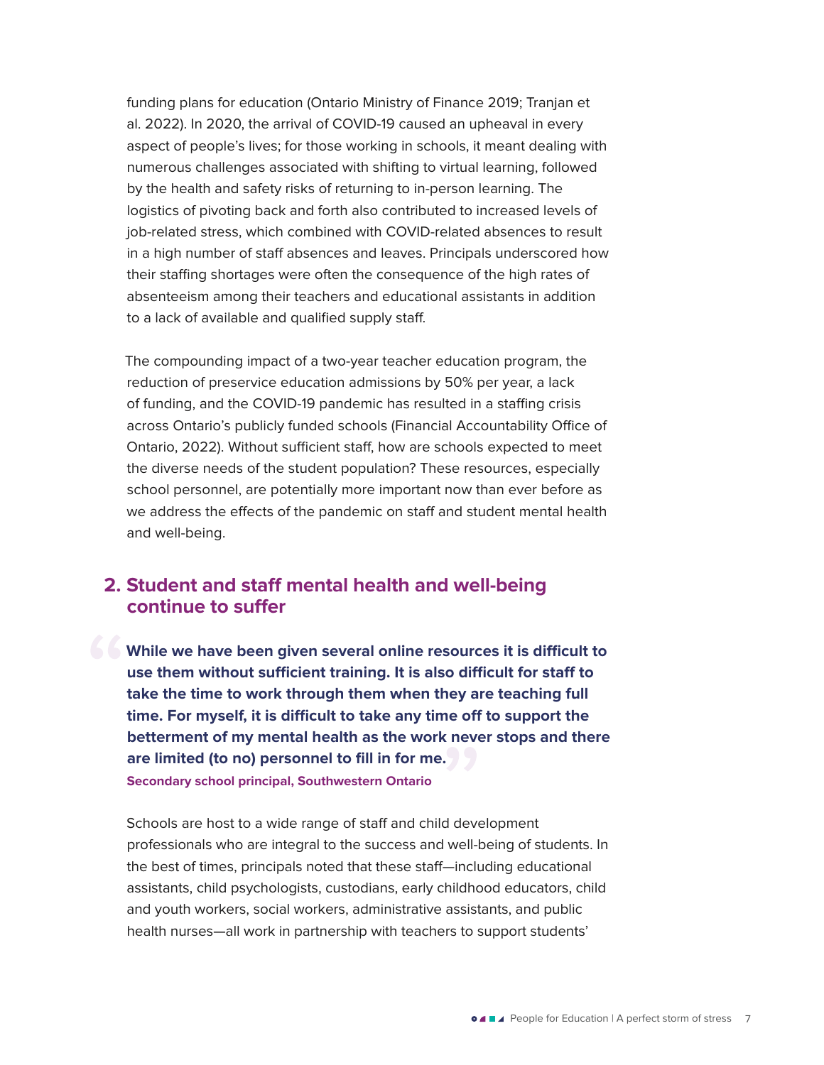funding plans for education (Ontario Ministry of Finance 2019; Tranjan et al. 2022). In 2020, the arrival of COVID-19 caused an upheaval in every aspect of people's lives; for those working in schools, it meant dealing with numerous challenges associated with shifting to virtual learning, followed by the health and safety risks of returning to in-person learning. The logistics of pivoting back and forth also contributed to increased levels of job-related stress, which combined with COVID-related absences to result in a high number of staff absences and leaves. Principals underscored how their staffing shortages were often the consequence of the high rates of absenteeism among their teachers and educational assistants in addition to a lack of available and qualified supply staff.

The compounding impact of a two-year teacher education program, the reduction of preservice education admissions by 50% per year, a lack of funding, and the COVID-19 pandemic has resulted in a staffing crisis across Ontario's publicly funded schools (Financial Accountability Office of Ontario, 2022). Without sufficient staff, how are schools expected to meet the diverse needs of the student population? These resources, especially school personnel, are potentially more important now than ever before as we address the effects of the pandemic on staff and student mental health and well-being.

## 2. Student and staff mental health and well-being continue to suffer

> **While we have been given several online resources it is difficult to use them without sufficient training. It is also difficult for staff to take the time to work through them when they are teaching full time. For myself, it is difficult to take any time off to support the betterment of my mental health as the work never stops and there are limited (to no) personnel to fill in for me.**
>
> **Secondary school principal, Southwestern Ontario**

Schools are host to a wide range of staff and child development professionals who are integral to the success and well-being of students. In the best of times, principals noted that these staff—including educational assistants, child psychologists, custodians, early childhood educators, child and youth workers, social workers, administrative assistants, and public health nurses—all work in partnership with teachers to support students'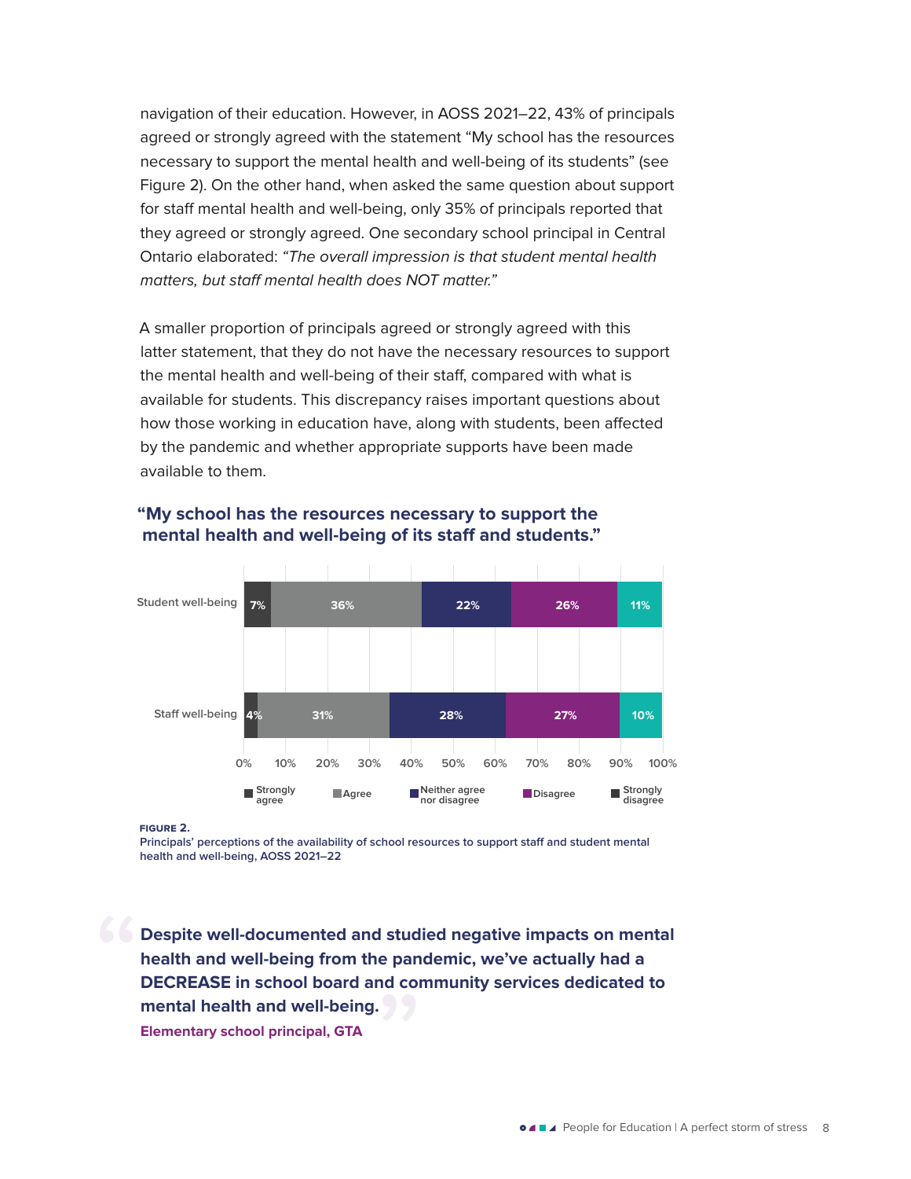navigation of their education. However, in AOSS 2021–22, 43% of principals agreed or strongly agreed with the statement "My school has the resources necessary to support the mental health and well-being of its students" (see Figure 2). On the other hand, when asked the same question about support for staff mental health and well-being, only 35% of principals reported that they agreed or strongly agreed. One secondary school principal in Central Ontario elaborated: *"The overall impression is that student mental health matters, but staff mental health does NOT matter."*

A smaller proportion of principals agreed or strongly agreed with this latter statement, that they do not have the necessary resources to support the mental health and well-being of their staff, compared with what is available for students. This discrepancy raises important questions about how those working in education have, along with students, been affected by the pandemic and whether appropriate supports have been made available to them.

**"My school has the resources necessary to support the mental health and well-being of its staff and students."**

Student well-being: 7% 36% 22% 26% 11%

Staff well-being: 4% 31% 28% 27% 10%

0% 10% 20% 30% 40% 50% 60% 70% 80% 90% 100%

Strongly agree | Agree | Neither agree nor disagree | Disagree | Strongly disagree

**FIGURE 2.**
Principals' perceptions of the availability of school resources to support staff and student mental health and well-being, AOSS 2021–22

> **Despite well-documented and studied negative impacts on mental health and well-being from the pandemic, we've actually had a DECREASE in school board and community services dedicated to mental health and well-being.**
>
> **Elementary school principal, GTA**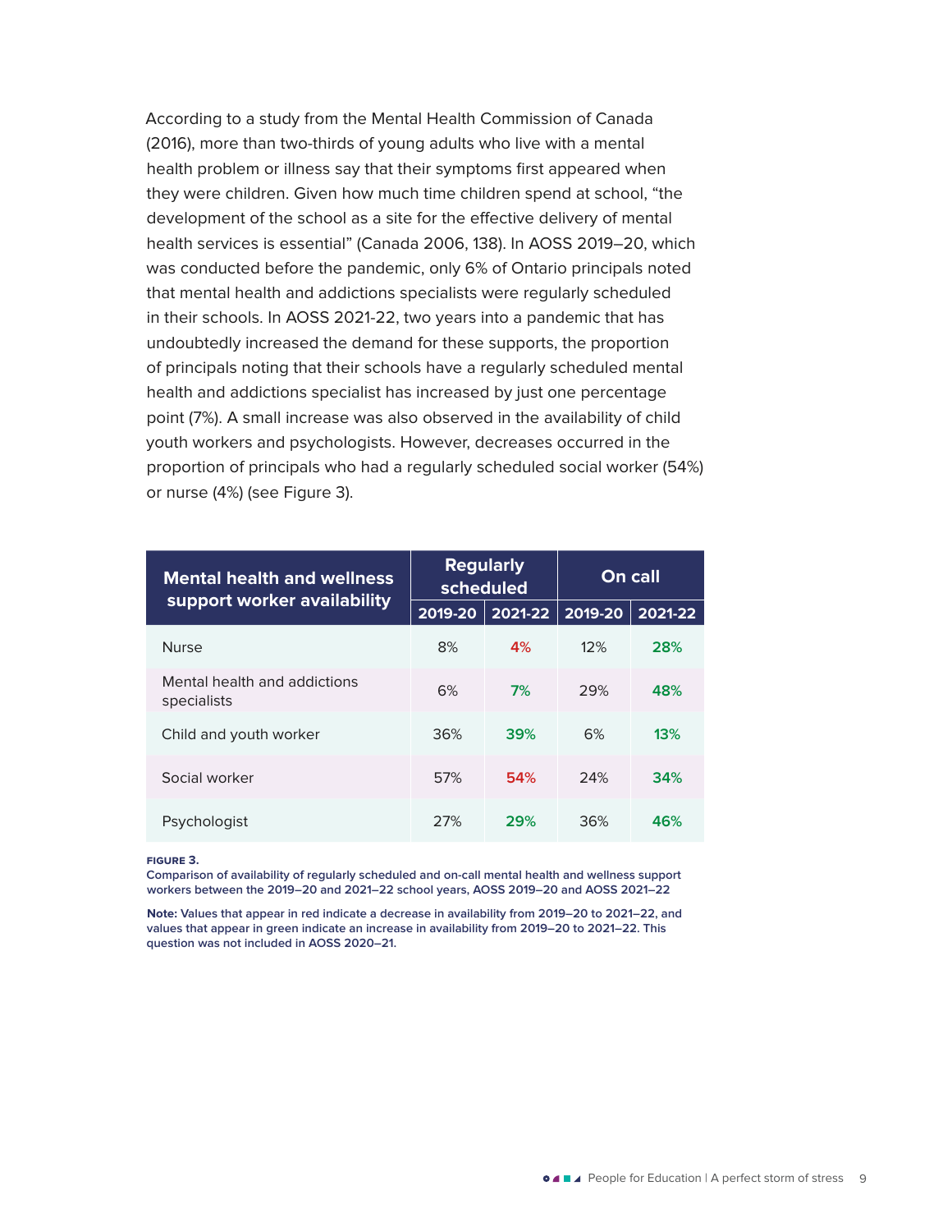According to a study from the Mental Health Commission of Canada (2016), more than two-thirds of young adults who live with a mental health problem or illness say that their symptoms first appeared when they were children. Given how much time children spend at school, "the development of the school as a site for the effective delivery of mental health services is essential" (Canada 2006, 138). In AOSS 2019–20, which was conducted before the pandemic, only 6% of Ontario principals noted that mental health and addictions specialists were regularly scheduled in their schools. In AOSS 2021-22, two years into a pandemic that has undoubtedly increased the demand for these supports, the proportion of principals noting that their schools have a regularly scheduled mental health and addictions specialist has increased by just one percentage point (7%). A small increase was also observed in the availability of child youth workers and psychologists. However, decreases occurred in the proportion of principals who had a regularly scheduled social worker (54%) or nurse (4%) (see Figure 3).

| Mental health and wellness support worker availability | Regularly scheduled | | On call | |
|---|---|---|---|---|
| | 2019-20 | 2021-22 | 2019-20 | 2021-22 |
| Nurse | 8% | 4% | 12% | 28% |
| Mental health and addictions specialists | 6% | 7% | 29% | 48% |
| Child and youth worker | 36% | 39% | 6% | 13% |
| Social worker | 57% | 54% | 24% | 34% |
| Psychologist | 27% | 29% | 36% | 46% |

**FIGURE 3.**
Comparison of availability of regularly scheduled and on-call mental health and wellness support workers between the 2019–20 and 2021–22 school years, AOSS 2019–20 and AOSS 2021–22

**Note:** Values that appear in red indicate a decrease in availability from 2019–20 to 2021–22, and values that appear in green indicate an increase in availability from 2019–20 to 2021–22. This question was not included in AOSS 2020–21.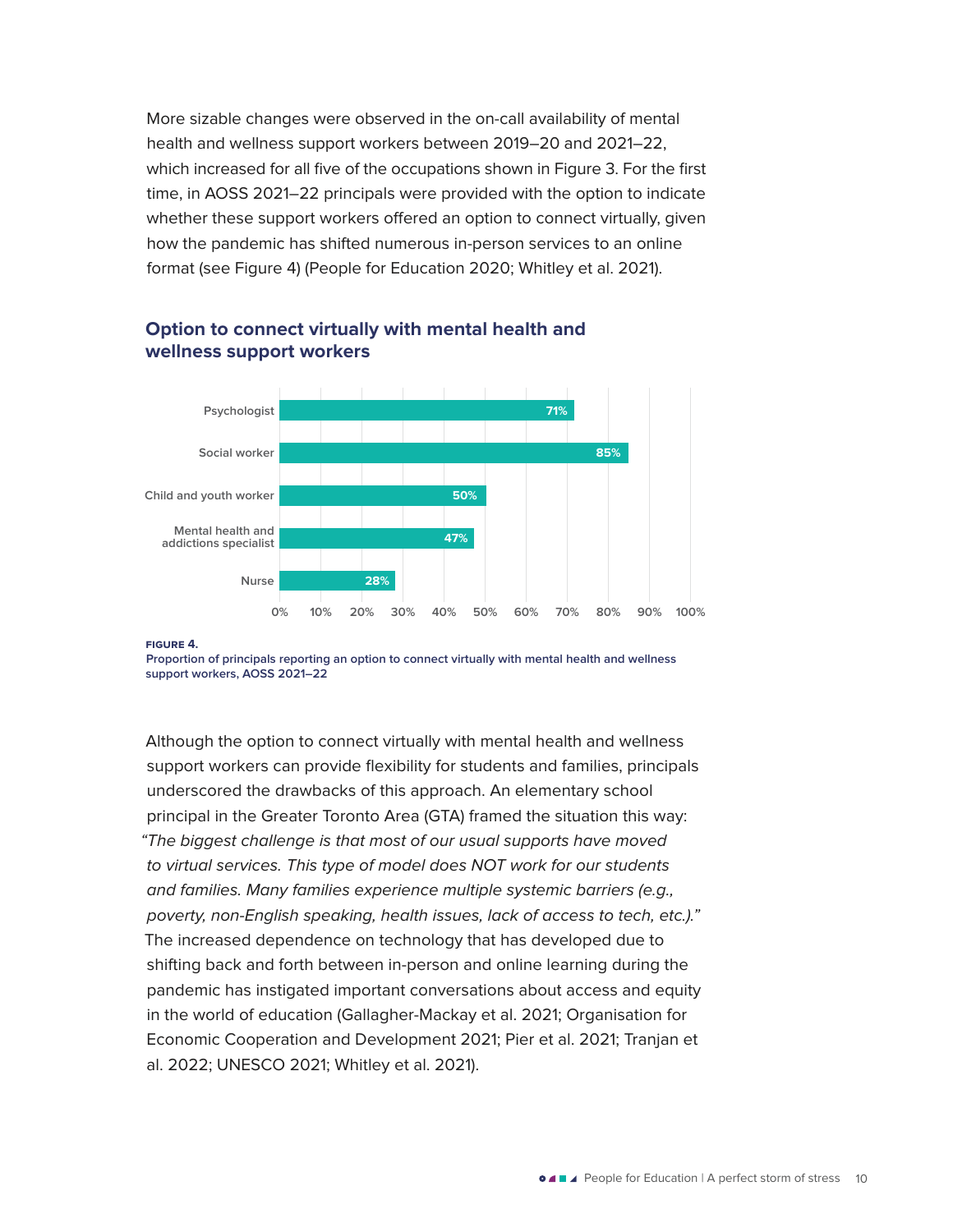More sizable changes were observed in the on-call availability of mental health and wellness support workers between 2019–20 and 2021–22, which increased for all five of the occupations shown in Figure 3. For the first time, in AOSS 2021–22 principals were provided with the option to indicate whether these support workers offered an option to connect virtually, given how the pandemic has shifted numerous in-person services to an online format (see Figure 4) (People for Education 2020; Whitley et al. 2021).

### Option to connect virtually with mental health and wellness support workers

Psychologist 71%
Social worker 85%
Child and youth worker 50%
Mental health and addictions specialist 47%
Nurse 28%

0% 10% 20% 30% 40% 50% 60% 70% 80% 90% 100%

**FIGURE 4.**
Proportion of principals reporting an option to connect virtually with mental health and wellness support workers, AOSS 2021–22

Although the option to connect virtually with mental health and wellness support workers can provide flexibility for students and families, principals underscored the drawbacks of this approach. An elementary school principal in the Greater Toronto Area (GTA) framed the situation this way: *"The biggest challenge is that most of our usual supports have moved to virtual services. This type of model does NOT work for our students and families. Many families experience multiple systemic barriers (e.g., poverty, non-English speaking, health issues, lack of access to tech, etc.)."* The increased dependence on technology that has developed due to shifting back and forth between in-person and online learning during the pandemic has instigated important conversations about access and equity in the world of education (Gallagher-Mackay et al. 2021; Organisation for Economic Cooperation and Development 2021; Pier et al. 2021; Tranjan et al. 2022; UNESCO 2021; Whitley et al. 2021).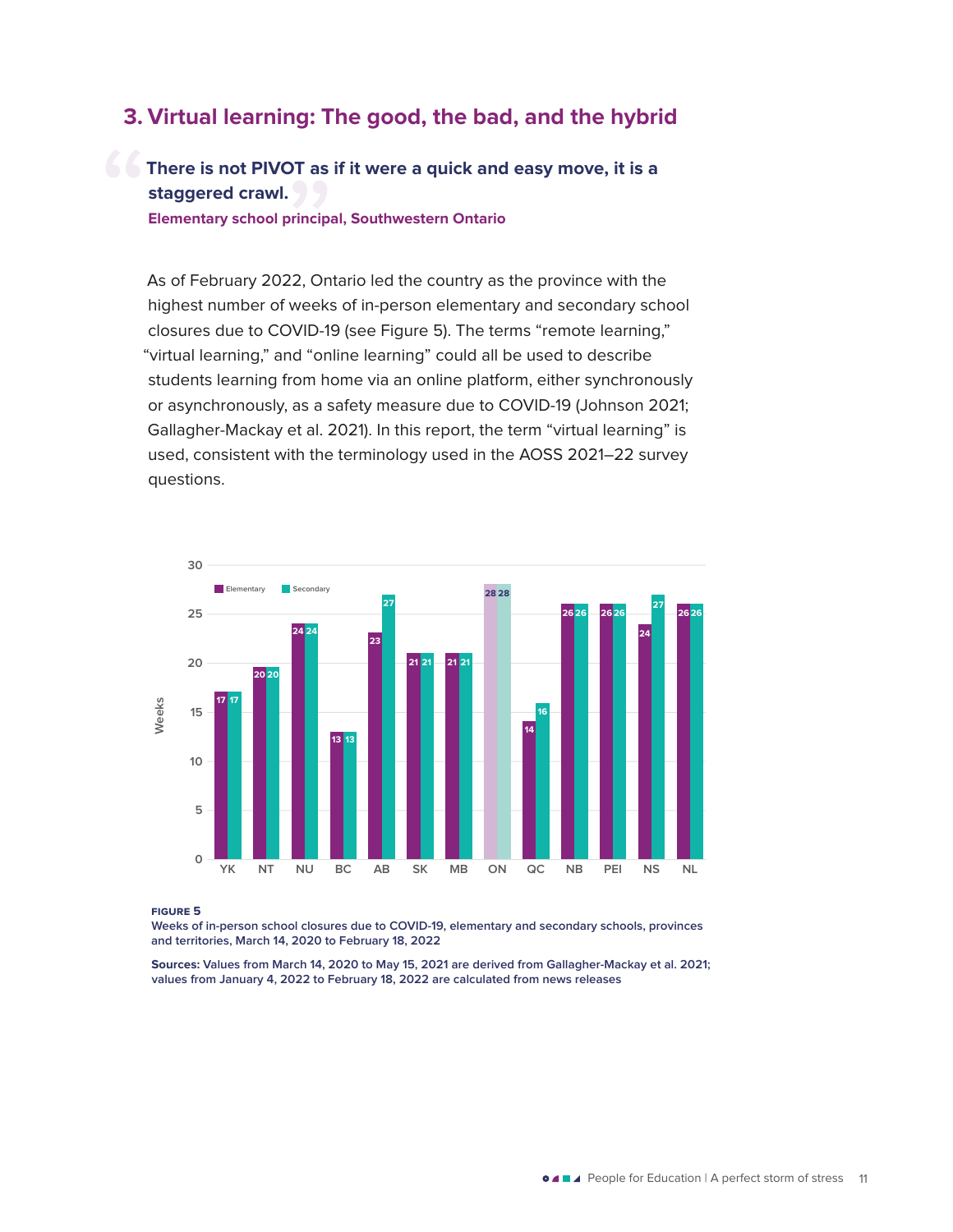## 3. Virtual learning: The good, the bad, and the hybrid

> **There is not PIVOT as if it were a quick and easy move, it is a staggered crawl.**
>
> **Elementary school principal, Southwestern Ontario**

As of February 2022, Ontario led the country as the province with the highest number of weeks of in-person elementary and secondary school closures due to COVID-19 (see Figure 5). The terms "remote learning," "virtual learning," and "online learning" could all be used to describe students learning from home via an online platform, either synchronously or asynchronously, as a safety measure due to COVID-19 (Johnson 2021; Gallagher-Mackay et al. 2021). In this report, the term "virtual learning" is used, consistent with the terminology used in the AOSS 2021–22 survey questions.

Elementary
Secondary

Weeks

30
25
20
15
10
5
0

YK 17 17
NT 20 20
NU 24 24
BC 13 13
AB 23 27
SK 21 21
MB 21 21
ON 28 28
QC 14 16
NB 26 26
PEI 26 26
NS 24 27
NL 26 26

**FIGURE 5**
Weeks of in-person school closures due to COVID-19, elementary and secondary schools, provinces and territories, March 14, 2020 to February 18, 2022

**Sources:** Values from March 14, 2020 to May 15, 2021 are derived from Gallagher-Mackay et al. 2021; values from January 4, 2022 to February 18, 2022 are calculated from news releases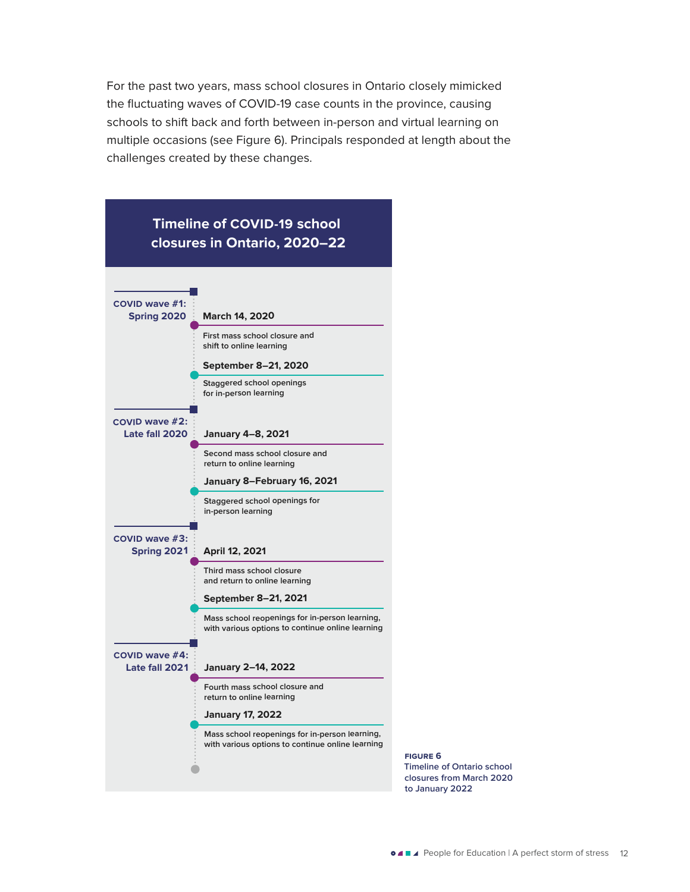For the past two years, mass school closures in Ontario closely mimicked the fluctuating waves of COVID-19 case counts in the province, causing schools to shift back and forth between in-person and virtual learning on multiple occasions (see Figure 6). Principals responded at length about the challenges created by these changes.

## Timeline of COVID-19 school closures in Ontario, 2020–22

**COVID wave #1: Spring 2020**

**March 14, 2020**

First mass school closure and shift to online learning

**September 8–21, 2020**

Staggered school openings for in-person learning

**COVID wave #2: Late fall 2020**

**January 4–8, 2021**

Second mass school closure and return to online learning

**January 8–February 16, 2021**

Staggered school openings for in-person learning

**COVID wave #3: Spring 2021**

**April 12, 2021**

Third mass school closure and return to online learning

**September 8–21, 2021**

Mass school reopenings for in-person learning, with various options to continue online learning

**COVID wave #4: Late fall 2021**

**January 2–14, 2022**

Fourth mass school closure and return to online learning

**January 17, 2022**

Mass school reopenings for in-person learning, with various options to continue online learning

**FIGURE 6**
Timeline of Ontario school closures from March 2020 to January 2022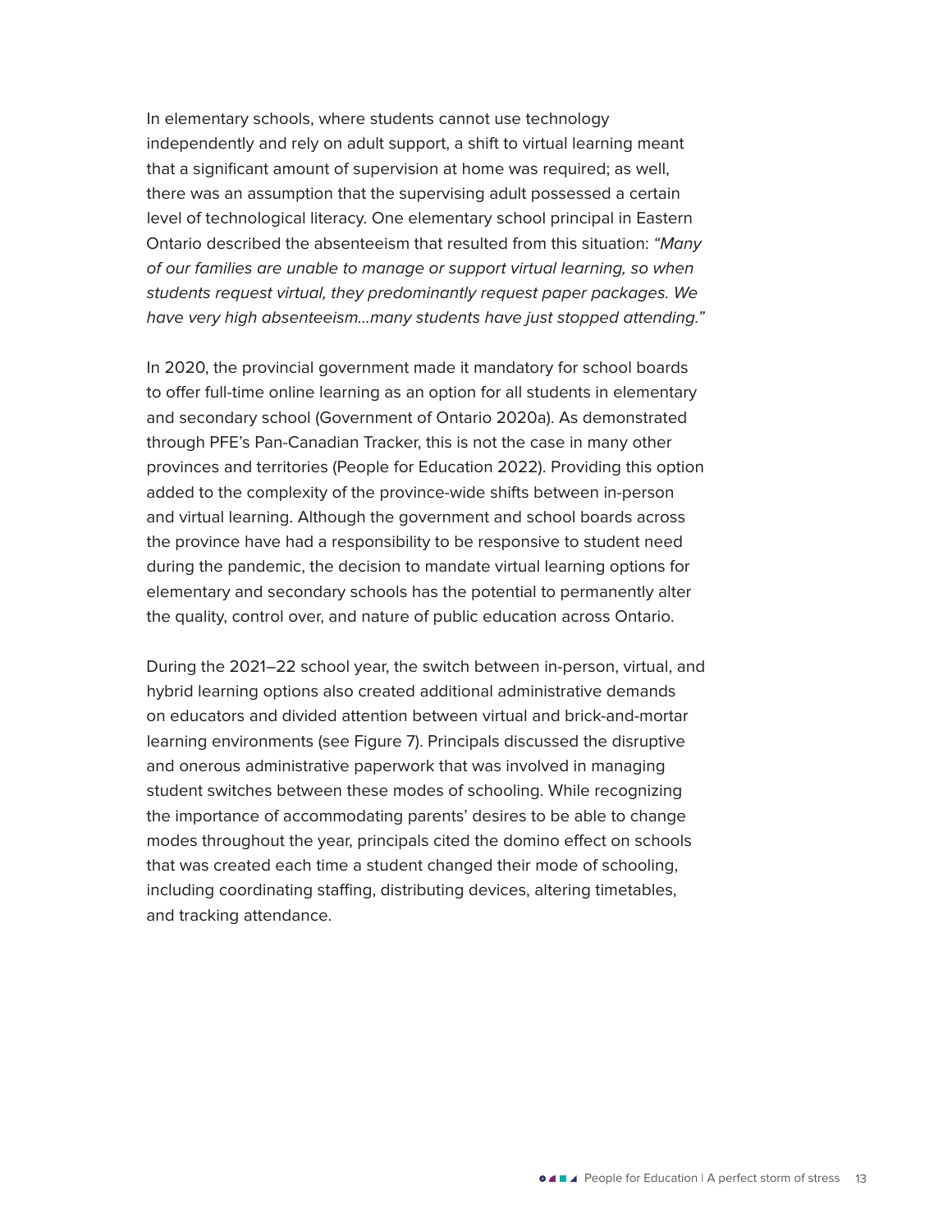In elementary schools, where students cannot use technology independently and rely on adult support, a shift to virtual learning meant that a significant amount of supervision at home was required; as well, there was an assumption that the supervising adult possessed a certain level of technological literacy. One elementary school principal in Eastern Ontario described the absenteeism that resulted from this situation: *"Many of our families are unable to manage or support virtual learning, so when students request virtual, they predominantly request paper packages. We have very high absenteeism…many students have just stopped attending."*

In 2020, the provincial government made it mandatory for school boards to offer full-time online learning as an option for all students in elementary and secondary school (Government of Ontario 2020a). As demonstrated through PFE's Pan-Canadian Tracker, this is not the case in many other provinces and territories (People for Education 2022). Providing this option added to the complexity of the province-wide shifts between in-person and virtual learning. Although the government and school boards across the province have had a responsibility to be responsive to student need during the pandemic, the decision to mandate virtual learning options for elementary and secondary schools has the potential to permanently alter the quality, control over, and nature of public education across Ontario.

During the 2021–22 school year, the switch between in-person, virtual, and hybrid learning options also created additional administrative demands on educators and divided attention between virtual and brick-and-mortar learning environments (see Figure 7). Principals discussed the disruptive and onerous administrative paperwork that was involved in managing student switches between these modes of schooling. While recognizing the importance of accommodating parents' desires to be able to change modes throughout the year, principals cited the domino effect on schools that was created each time a student changed their mode of schooling, including coordinating staffing, distributing devices, altering timetables, and tracking attendance.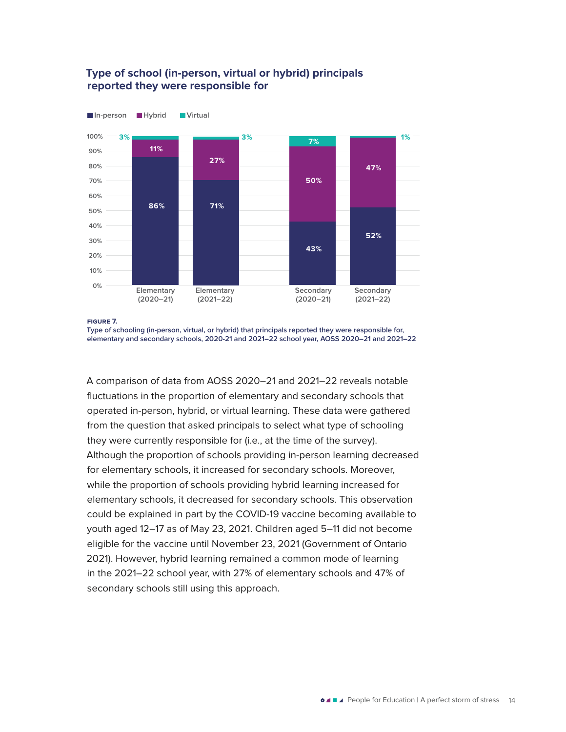### Type of school (in-person, virtual or hybrid) principals reported they were responsible for

In-person Hybrid Virtual

100%
90%
80%
70%
60%
50%
40%
30%
20%
10%
0%

Elementary (2020–21): 86%, 11%, 3%

Elementary (2021–22): 71%, 27%, 3%

Secondary (2020–21): 43%, 50%, 7%

Secondary (2021–22): 52%, 47%, 1%

**FIGURE 7.**
Type of schooling (in-person, virtual, or hybrid) that principals reported they were responsible for, elementary and secondary schools, 2020-21 and 2021–22 school year, AOSS 2020–21 and 2021–22

A comparison of data from AOSS 2020–21 and 2021–22 reveals notable fluctuations in the proportion of elementary and secondary schools that operated in-person, hybrid, or virtual learning. These data were gathered from the question that asked principals to select what type of schooling they were currently responsible for (i.e., at the time of the survey). Although the proportion of schools providing in-person learning decreased for elementary schools, it increased for secondary schools. Moreover, while the proportion of schools providing hybrid learning increased for elementary schools, it decreased for secondary schools. This observation could be explained in part by the COVID-19 vaccine becoming available to youth aged 12–17 as of May 23, 2021. Children aged 5–11 did not become eligible for the vaccine until November 23, 2021 (Government of Ontario 2021). However, hybrid learning remained a common mode of learning in the 2021–22 school year, with 27% of elementary schools and 47% of secondary schools still using this approach.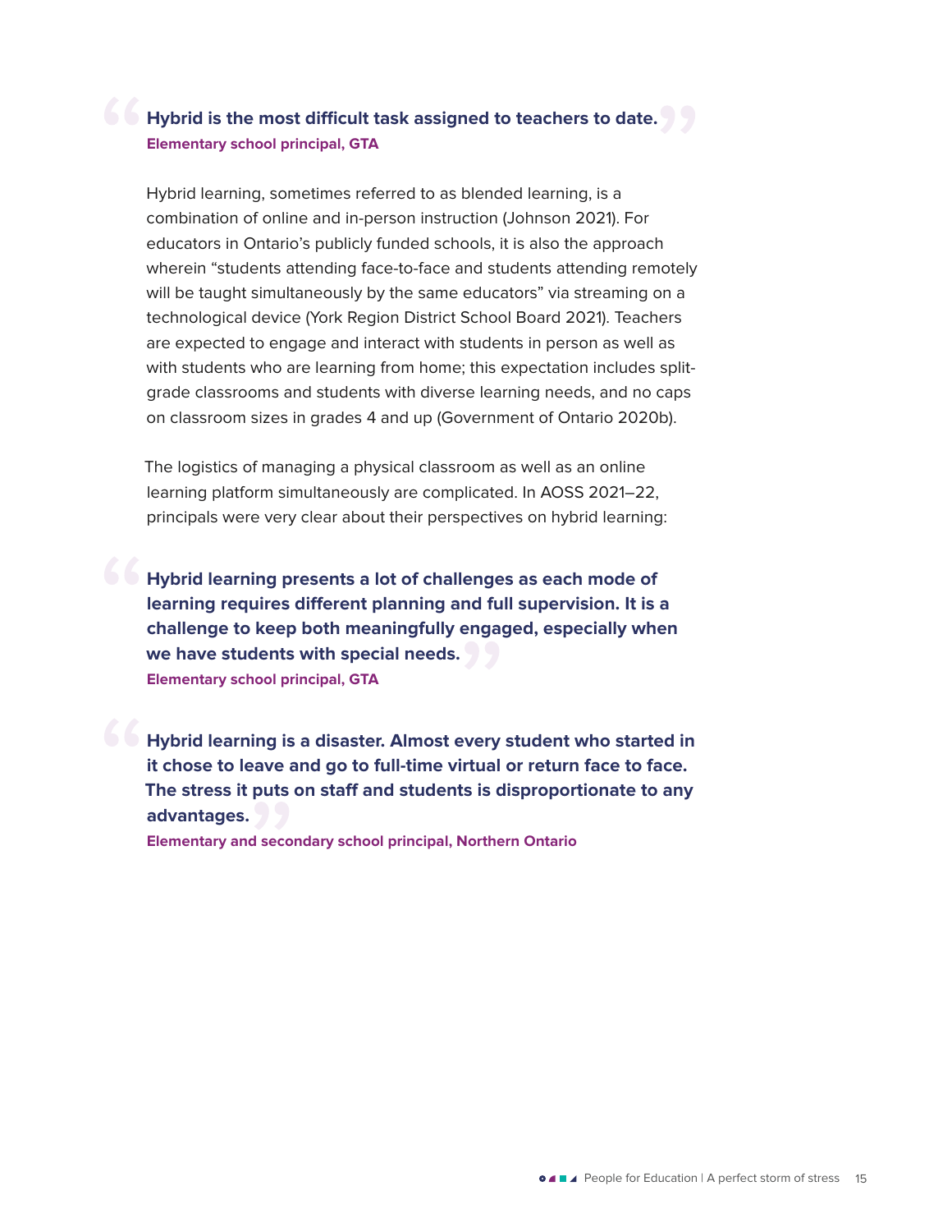> **Hybrid is the most difficult task assigned to teachers to date.**
> **Elementary school principal, GTA**

Hybrid learning, sometimes referred to as blended learning, is a combination of online and in-person instruction (Johnson 2021). For educators in Ontario's publicly funded schools, it is also the approach wherein "students attending face-to-face and students attending remotely will be taught simultaneously by the same educators" via streaming on a technological device (York Region District School Board 2021). Teachers are expected to engage and interact with students in person as well as with students who are learning from home; this expectation includes split-grade classrooms and students with diverse learning needs, and no caps on classroom sizes in grades 4 and up (Government of Ontario 2020b).

The logistics of managing a physical classroom as well as an online learning platform simultaneously are complicated. In AOSS 2021–22, principals were very clear about their perspectives on hybrid learning:

> **Hybrid learning presents a lot of challenges as each mode of learning requires different planning and full supervision. It is a challenge to keep both meaningfully engaged, especially when we have students with special needs.**
> **Elementary school principal, GTA**

> **Hybrid learning is a disaster. Almost every student who started in it chose to leave and go to full-time virtual or return face to face. The stress it puts on staff and students is disproportionate to any advantages.**
> **Elementary and secondary school principal, Northern Ontario**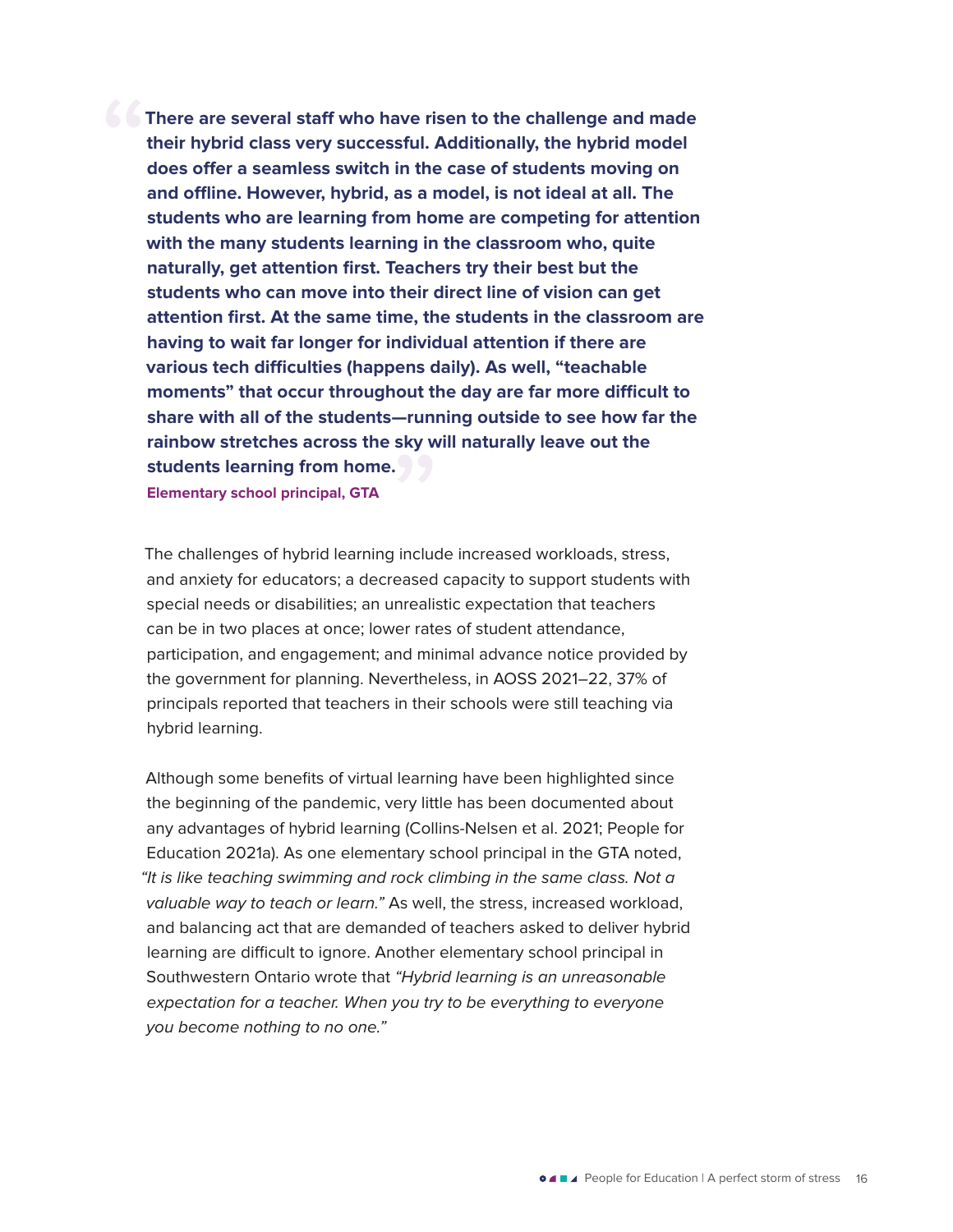**“There are several staff who have risen to the challenge and made their hybrid class very successful. Additionally, the hybrid model does offer a seamless switch in the case of students moving on and offline. However, hybrid, as a model, is not ideal at all. The students who are learning from home are competing for attention with the many students learning in the classroom who, quite naturally, get attention first. Teachers try their best but the students who can move into their direct line of vision can get attention first. At the same time, the students in the classroom are having to wait far longer for individual attention if there are various tech difficulties (happens daily). As well, “teachable moments” that occur throughout the day are far more difficult to share with all of the students—running outside to see how far the rainbow stretches across the sky will naturally leave out the students learning from home.”**

**Elementary school principal, GTA**

The challenges of hybrid learning include increased workloads, stress, and anxiety for educators; a decreased capacity to support students with special needs or disabilities; an unrealistic expectation that teachers can be in two places at once; lower rates of student attendance, participation, and engagement; and minimal advance notice provided by the government for planning. Nevertheless, in AOSS 2021–22, 37% of principals reported that teachers in their schools were still teaching via hybrid learning.

Although some benefits of virtual learning have been highlighted since the beginning of the pandemic, very little has been documented about any advantages of hybrid learning (Collins-Nelsen et al. 2021; People for Education 2021a). As one elementary school principal in the GTA noted, *“It is like teaching swimming and rock climbing in the same class. Not a valuable way to teach or learn.”* As well, the stress, increased workload, and balancing act that are demanded of teachers asked to deliver hybrid learning are difficult to ignore. Another elementary school principal in Southwestern Ontario wrote that *“Hybrid learning is an unreasonable expectation for a teacher. When you try to be everything to everyone you become nothing to no one.”*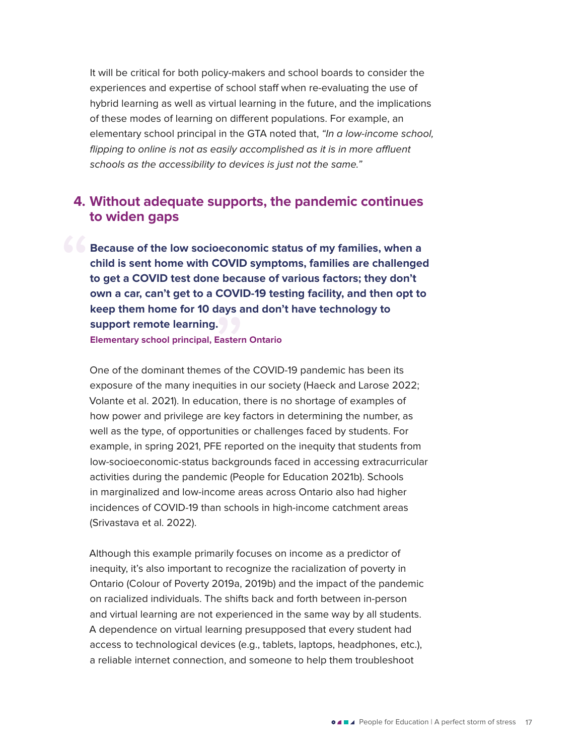It will be critical for both policy-makers and school boards to consider the experiences and expertise of school staff when re-evaluating the use of hybrid learning as well as virtual learning in the future, and the implications of these modes of learning on different populations. For example, an elementary school principal in the GTA noted that, *"In a low-income school, flipping to online is not as easily accomplished as it is in more affluent schools as the accessibility to devices is just not the same."*

## 4. Without adequate supports, the pandemic continues to widen gaps

> **Because of the low socioeconomic status of my families, when a child is sent home with COVID symptoms, families are challenged to get a COVID test done because of various factors; they don't own a car, can't get to a COVID-19 testing facility, and then opt to keep them home for 10 days and don't have technology to support remote learning.**
>
> **Elementary school principal, Eastern Ontario**

One of the dominant themes of the COVID-19 pandemic has been its exposure of the many inequities in our society (Haeck and Larose 2022; Volante et al. 2021). In education, there is no shortage of examples of how power and privilege are key factors in determining the number, as well as the type, of opportunities or challenges faced by students. For example, in spring 2021, PFE reported on the inequity that students from low-socioeconomic-status backgrounds faced in accessing extracurricular activities during the pandemic (People for Education 2021b). Schools in marginalized and low-income areas across Ontario also had higher incidences of COVID-19 than schools in high-income catchment areas (Srivastava et al. 2022).

Although this example primarily focuses on income as a predictor of inequity, it's also important to recognize the racialization of poverty in Ontario (Colour of Poverty 2019a, 2019b) and the impact of the pandemic on racialized individuals. The shifts back and forth between in-person and virtual learning are not experienced in the same way by all students. A dependence on virtual learning presupposed that every student had access to technological devices (e.g., tablets, laptops, headphones, etc.), a reliable internet connection, and someone to help them troubleshoot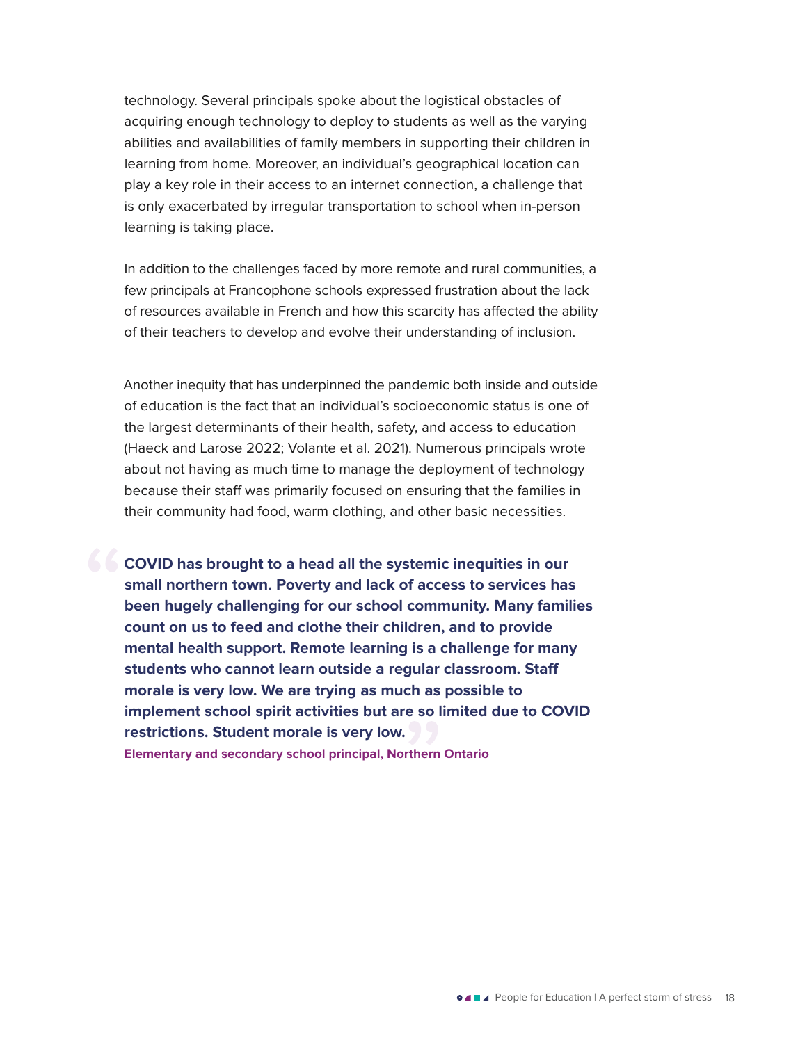technology. Several principals spoke about the logistical obstacles of acquiring enough technology to deploy to students as well as the varying abilities and availabilities of family members in supporting their children in learning from home. Moreover, an individual's geographical location can play a key role in their access to an internet connection, a challenge that is only exacerbated by irregular transportation to school when in-person learning is taking place.

In addition to the challenges faced by more remote and rural communities, a few principals at Francophone schools expressed frustration about the lack of resources available in French and how this scarcity has affected the ability of their teachers to develop and evolve their understanding of inclusion.

Another inequity that has underpinned the pandemic both inside and outside of education is the fact that an individual's socioeconomic status is one of the largest determinants of their health, safety, and access to education (Haeck and Larose 2022; Volante et al. 2021). Numerous principals wrote about not having as much time to manage the deployment of technology because their staff was primarily focused on ensuring that the families in their community had food, warm clothing, and other basic necessities.

> **COVID has brought to a head all the systemic inequities in our small northern town. Poverty and lack of access to services has been hugely challenging for our school community. Many families count on us to feed and clothe their children, and to provide mental health support. Remote learning is a challenge for many students who cannot learn outside a regular classroom. Staff morale is very low. We are trying as much as possible to implement school spirit activities but are so limited due to COVID restrictions. Student morale is very low.**
>
> **Elementary and secondary school principal, Northern Ontario**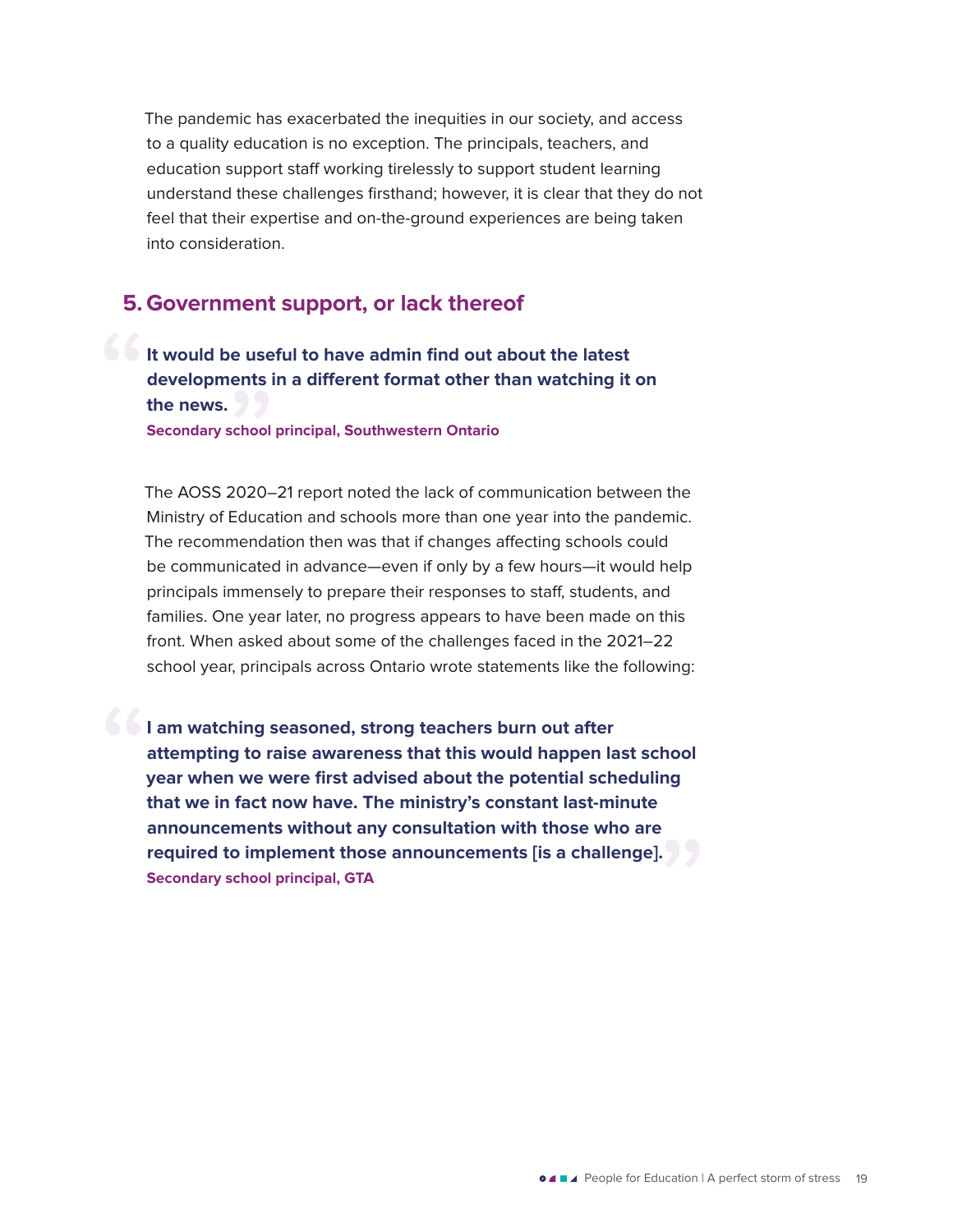The pandemic has exacerbated the inequities in our society, and access to a quality education is no exception. The principals, teachers, and education support staff working tirelessly to support student learning understand these challenges firsthand; however, it is clear that they do not feel that their expertise and on-the-ground experiences are being taken into consideration.

## 5. Government support, or lack thereof

> **It would be useful to have admin find out about the latest developments in a different format other than watching it on the news.**
>
> **Secondary school principal, Southwestern Ontario**

The AOSS 2020–21 report noted the lack of communication between the Ministry of Education and schools more than one year into the pandemic. The recommendation then was that if changes affecting schools could be communicated in advance—even if only by a few hours—it would help principals immensely to prepare their responses to staff, students, and families. One year later, no progress appears to have been made on this front. When asked about some of the challenges faced in the 2021–22 school year, principals across Ontario wrote statements like the following:

> **I am watching seasoned, strong teachers burn out after attempting to raise awareness that this would happen last school year when we were first advised about the potential scheduling that we in fact now have. The ministry's constant last-minute announcements without any consultation with those who are required to implement those announcements [is a challenge].**
>
> **Secondary school principal, GTA**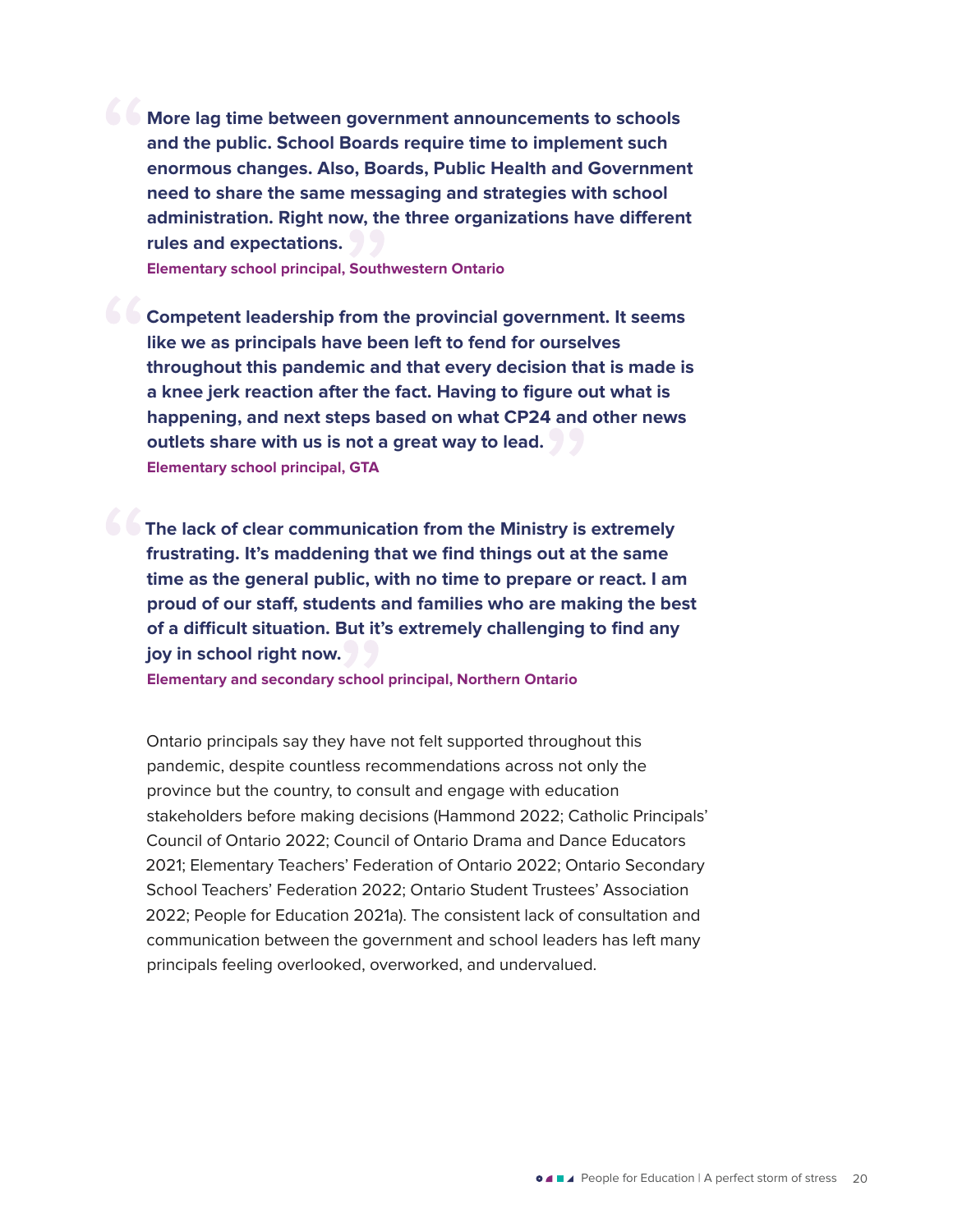> **More lag time between government announcements to schools and the public. School Boards require time to implement such enormous changes. Also, Boards, Public Health and Government need to share the same messaging and strategies with school administration. Right now, the three organizations have different rules and expectations.**
>
> **Elementary school principal, Southwestern Ontario**

> **Competent leadership from the provincial government. It seems like we as principals have been left to fend for ourselves throughout this pandemic and that every decision that is made is a knee jerk reaction after the fact. Having to figure out what is happening, and next steps based on what CP24 and other news outlets share with us is not a great way to lead.**
>
> **Elementary school principal, GTA**

> **The lack of clear communication from the Ministry is extremely frustrating. It's maddening that we find things out at the same time as the general public, with no time to prepare or react. I am proud of our staff, students and families who are making the best of a difficult situation. But it's extremely challenging to find any joy in school right now.**
>
> **Elementary and secondary school principal, Northern Ontario**

Ontario principals say they have not felt supported throughout this pandemic, despite countless recommendations across not only the province but the country, to consult and engage with education stakeholders before making decisions (Hammond 2022; Catholic Principals' Council of Ontario 2022; Council of Ontario Drama and Dance Educators 2021; Elementary Teachers' Federation of Ontario 2022; Ontario Secondary School Teachers' Federation 2022; Ontario Student Trustees' Association 2022; People for Education 2021a). The consistent lack of consultation and communication between the government and school leaders has left many principals feeling overlooked, overworked, and undervalued.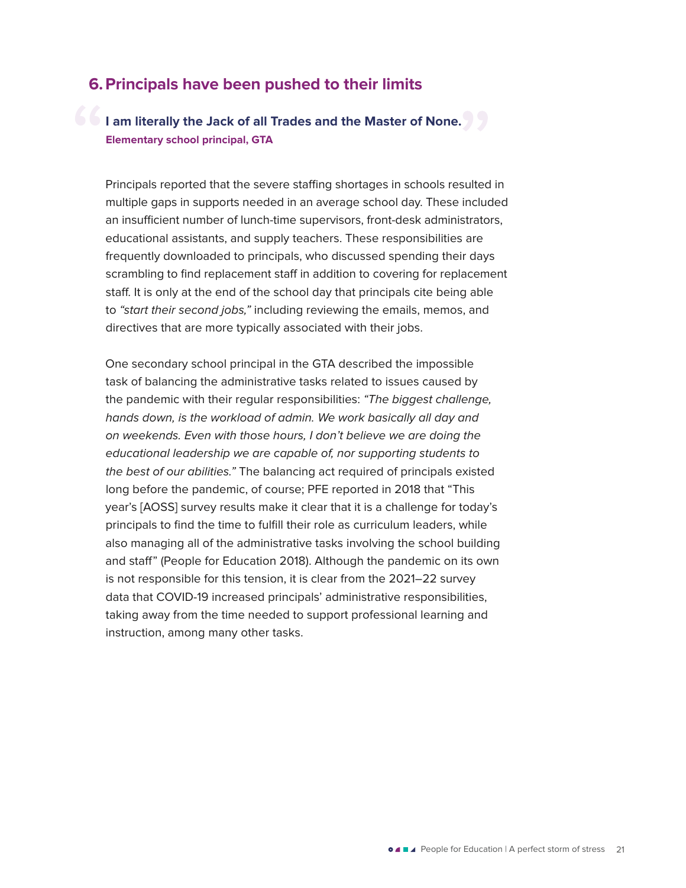## 6. Principals have been pushed to their limits

> **I am literally the Jack of all Trades and the Master of None.**
> **Elementary school principal, GTA**

Principals reported that the severe staffing shortages in schools resulted in multiple gaps in supports needed in an average school day. These included an insufficient number of lunch-time supervisors, front-desk administrators, educational assistants, and supply teachers. These responsibilities are frequently downloaded to principals, who discussed spending their days scrambling to find replacement staff in addition to covering for replacement staff. It is only at the end of the school day that principals cite being able to *"start their second jobs,"* including reviewing the emails, memos, and directives that are more typically associated with their jobs.

One secondary school principal in the GTA described the impossible task of balancing the administrative tasks related to issues caused by the pandemic with their regular responsibilities: *"The biggest challenge, hands down, is the workload of admin. We work basically all day and on weekends. Even with those hours, I don't believe we are doing the educational leadership we are capable of, nor supporting students to the best of our abilities."* The balancing act required of principals existed long before the pandemic, of course; PFE reported in 2018 that "This year's [AOSS] survey results make it clear that it is a challenge for today's principals to find the time to fulfill their role as curriculum leaders, while also managing all of the administrative tasks involving the school building and staff" (People for Education 2018). Although the pandemic on its own is not responsible for this tension, it is clear from the 2021–22 survey data that COVID-19 increased principals' administrative responsibilities, taking away from the time needed to support professional learning and instruction, among many other tasks.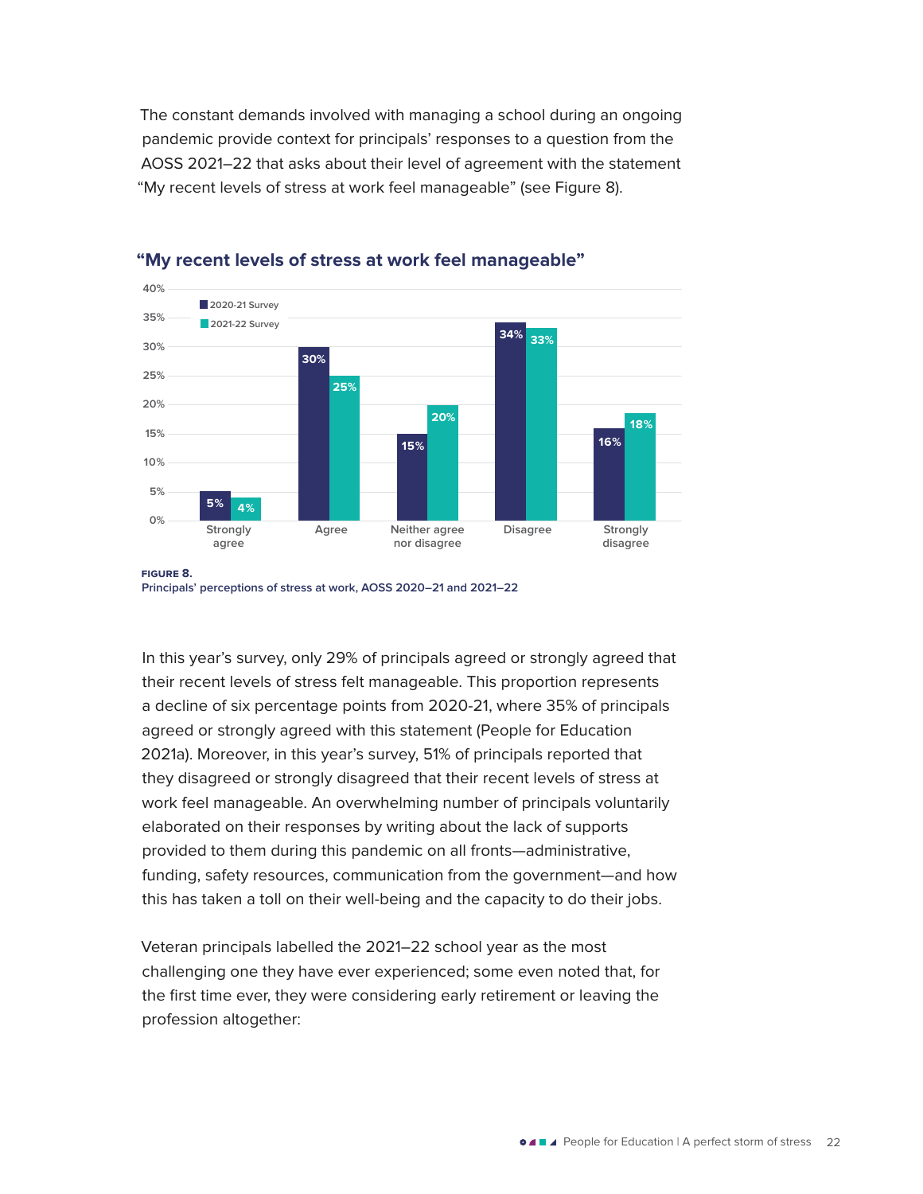The constant demands involved with managing a school during an ongoing pandemic provide context for principals' responses to a question from the AOSS 2021–22 that asks about their level of agreement with the statement "My recent levels of stress at work feel manageable" (see Figure 8).

**"My recent levels of stress at work feel manageable"**

40%
35%
30%
25%
20%
15%
10%
5%
0%

2020-21 Survey
2021-22 Survey

Strongly agree: 5% 4%
Agree: 30% 25%
Neither agree nor disagree: 15% 20%
Disagree: 34% 33%
Strongly disagree: 16% 18%

**FIGURE 8.**
Principals' perceptions of stress at work, AOSS 2020–21 and 2021–22

In this year's survey, only 29% of principals agreed or strongly agreed that their recent levels of stress felt manageable. This proportion represents a decline of six percentage points from 2020-21, where 35% of principals agreed or strongly agreed with this statement (People for Education 2021a). Moreover, in this year's survey, 51% of principals reported that they disagreed or strongly disagreed that their recent levels of stress at work feel manageable. An overwhelming number of principals voluntarily elaborated on their responses by writing about the lack of supports provided to them during this pandemic on all fronts—administrative, funding, safety resources, communication from the government—and how this has taken a toll on their well-being and the capacity to do their jobs.

Veteran principals labelled the 2021–22 school year as the most challenging one they have ever experienced; some even noted that, for the first time ever, they were considering early retirement or leaving the profession altogether: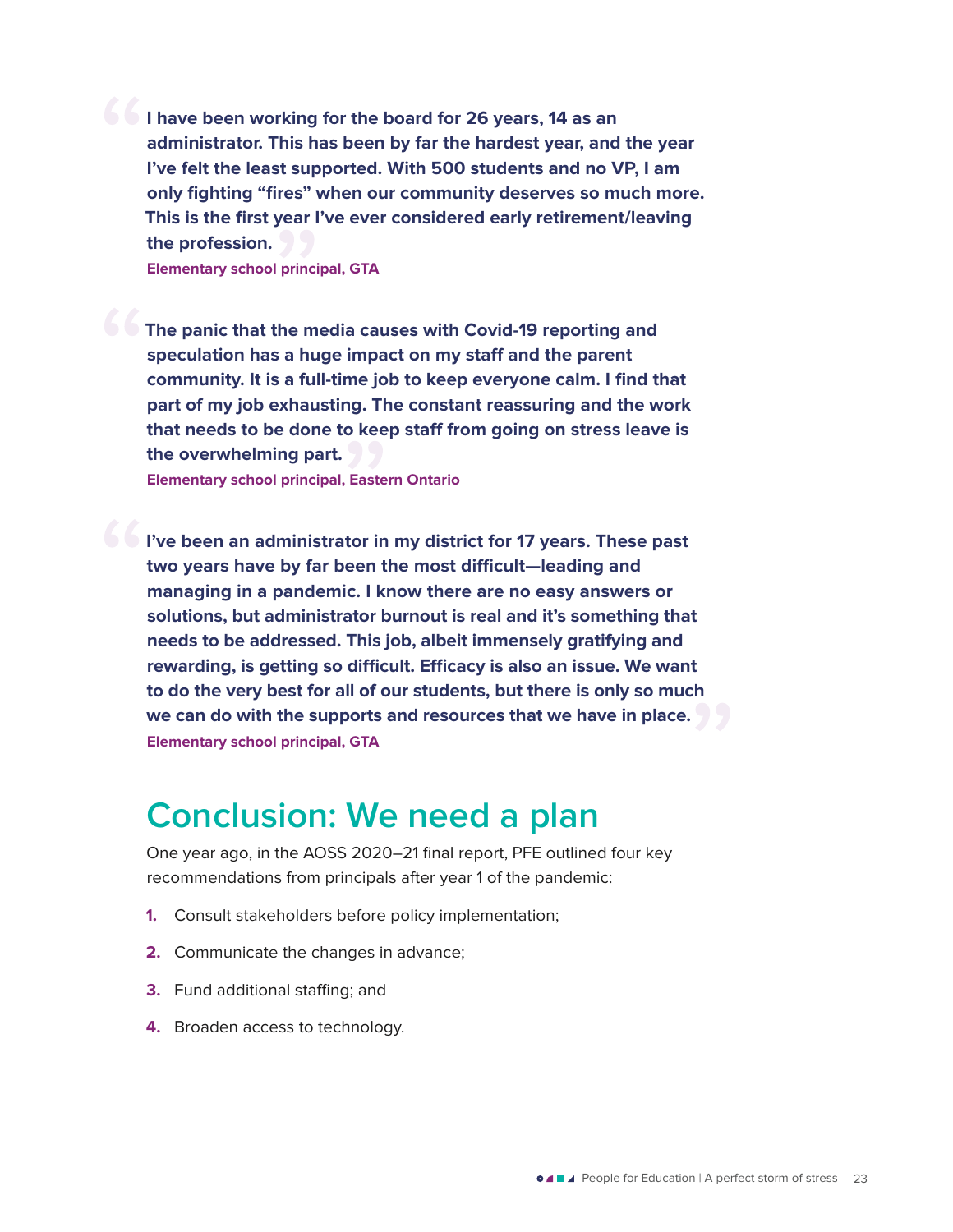> **I have been working for the board for 26 years, 14 as an administrator. This has been by far the hardest year, and the year I've felt the least supported. With 500 students and no VP, I am only fighting "fires" when our community deserves so much more. This is the first year I've ever considered early retirement/leaving the profession.**
>
> **Elementary school principal, GTA**

> **The panic that the media causes with Covid-19 reporting and speculation has a huge impact on my staff and the parent community. It is a full-time job to keep everyone calm. I find that part of my job exhausting. The constant reassuring and the work that needs to be done to keep staff from going on stress leave is the overwhelming part.**
>
> **Elementary school principal, Eastern Ontario**

> **I've been an administrator in my district for 17 years. These past two years have by far been the most difficult—leading and managing in a pandemic. I know there are no easy answers or solutions, but administrator burnout is real and it's something that needs to be addressed. This job, albeit immensely gratifying and rewarding, is getting so difficult. Efficacy is also an issue. We want to do the very best for all of our students, but there is only so much we can do with the supports and resources that we have in place.**
>
> **Elementary school principal, GTA**

## Conclusion: We need a plan

One year ago, in the AOSS 2020–21 final report, PFE outlined four key recommendations from principals after year 1 of the pandemic:

1. Consult stakeholders before policy implementation;
2. Communicate the changes in advance;
3. Fund additional staffing; and
4. Broaden access to technology.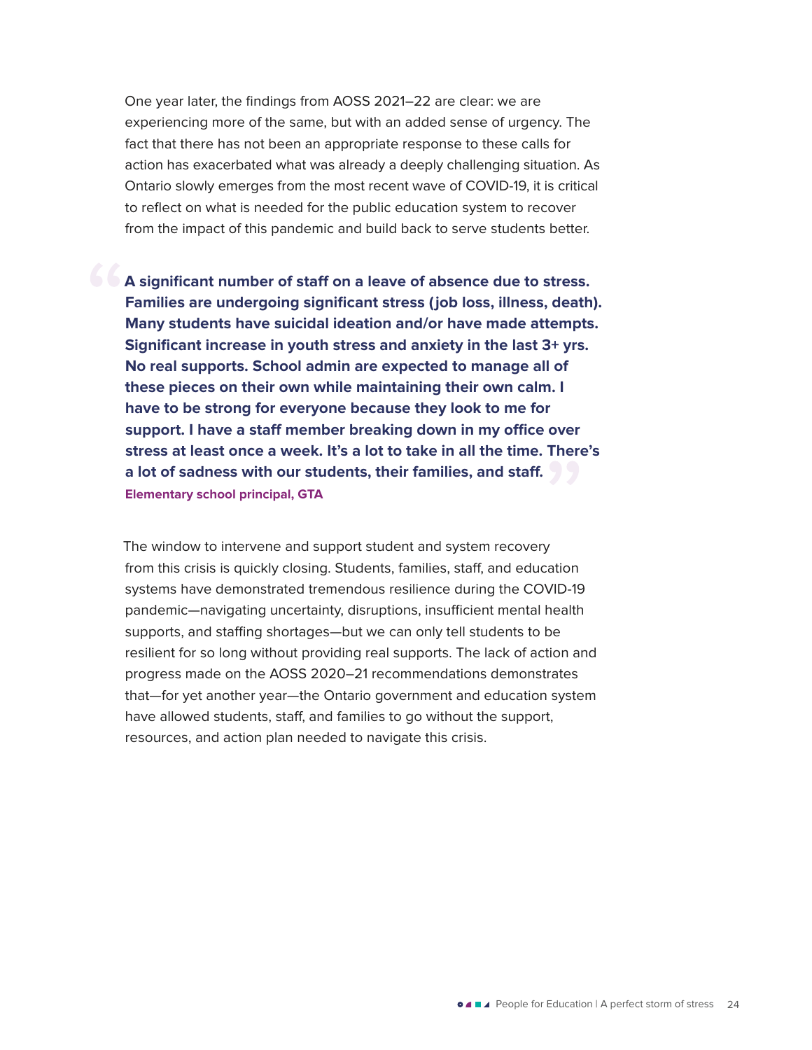One year later, the findings from AOSS 2021–22 are clear: we are experiencing more of the same, but with an added sense of urgency. The fact that there has not been an appropriate response to these calls for action has exacerbated what was already a deeply challenging situation. As Ontario slowly emerges from the most recent wave of COVID-19, it is critical to reflect on what is needed for the public education system to recover from the impact of this pandemic and build back to serve students better.

> **A significant number of staff on a leave of absence due to stress. Families are undergoing significant stress (job loss, illness, death). Many students have suicidal ideation and/or have made attempts. Significant increase in youth stress and anxiety in the last 3+ yrs. No real supports. School admin are expected to manage all of these pieces on their own while maintaining their own calm. I have to be strong for everyone because they look to me for support. I have a staff member breaking down in my office over stress at least once a week. It's a lot to take in all the time. There's a lot of sadness with our students, their families, and staff.**
>
> **Elementary school principal, GTA**

The window to intervene and support student and system recovery from this crisis is quickly closing. Students, families, staff, and education systems have demonstrated tremendous resilience during the COVID-19 pandemic—navigating uncertainty, disruptions, insufficient mental health supports, and staffing shortages—but we can only tell students to be resilient for so long without providing real supports. The lack of action and progress made on the AOSS 2020–21 recommendations demonstrates that—for yet another year—the Ontario government and education system have allowed students, staff, and families to go without the support, resources, and action plan needed to navigate this crisis.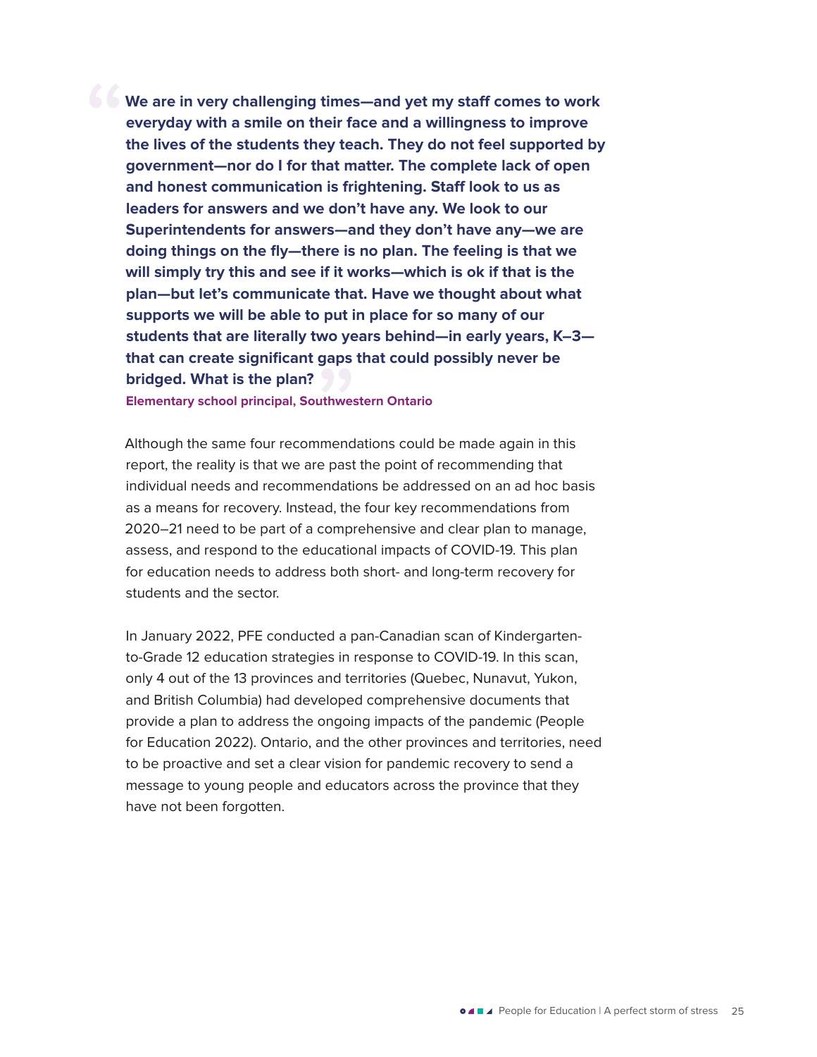> **We are in very challenging times—and yet my staff comes to work everyday with a smile on their face and a willingness to improve the lives of the students they teach. They do not feel supported by government—nor do I for that matter. The complete lack of open and honest communication is frightening. Staff look to us as leaders for answers and we don't have any. We look to our Superintendents for answers—and they don't have any—we are doing things on the fly—there is no plan. The feeling is that we will simply try this and see if it works—which is ok if that is the plan—but let's communicate that. Have we thought about what supports we will be able to put in place for so many of our students that are literally two years behind—in early years, K–3—that can create significant gaps that could possibly never be bridged. What is the plan?**
>
> **Elementary school principal, Southwestern Ontario**

Although the same four recommendations could be made again in this report, the reality is that we are past the point of recommending that individual needs and recommendations be addressed on an ad hoc basis as a means for recovery. Instead, the four key recommendations from 2020–21 need to be part of a comprehensive and clear plan to manage, assess, and respond to the educational impacts of COVID-19. This plan for education needs to address both short- and long-term recovery for students and the sector.

In January 2022, PFE conducted a pan-Canadian scan of Kindergarten-to-Grade 12 education strategies in response to COVID-19. In this scan, only 4 out of the 13 provinces and territories (Quebec, Nunavut, Yukon, and British Columbia) had developed comprehensive documents that provide a plan to address the ongoing impacts of the pandemic (People for Education 2022). Ontario, and the other provinces and territories, need to be proactive and set a clear vision for pandemic recovery to send a message to young people and educators across the province that they have not been forgotten.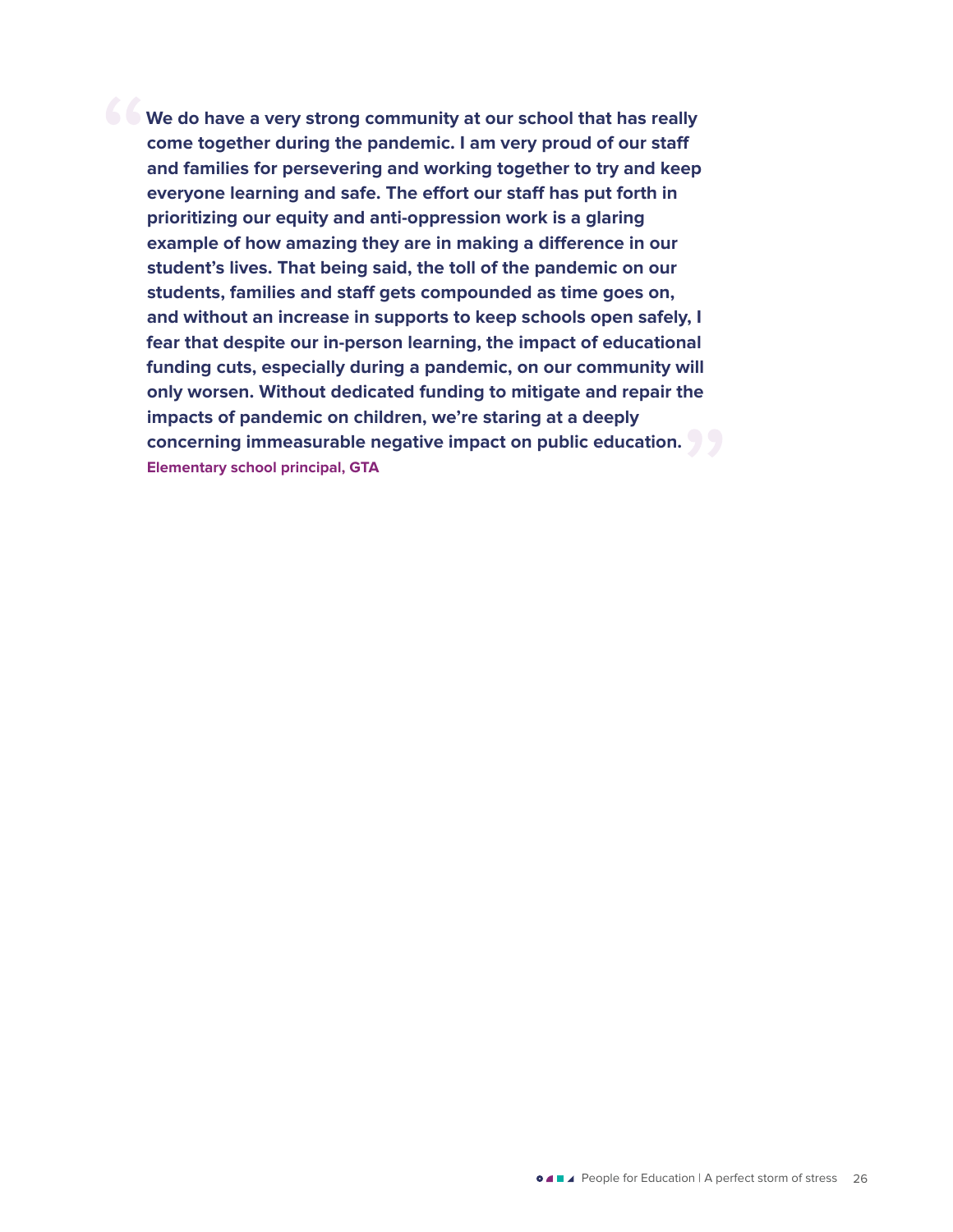> **We do have a very strong community at our school that has really come together during the pandemic. I am very proud of our staff and families for persevering and working together to try and keep everyone learning and safe. The effort our staff has put forth in prioritizing our equity and anti-oppression work is a glaring example of how amazing they are in making a difference in our student's lives. That being said, the toll of the pandemic on our students, families and staff gets compounded as time goes on, and without an increase in supports to keep schools open safely, I fear that despite our in-person learning, the impact of educational funding cuts, especially during a pandemic, on our community will only worsen. Without dedicated funding to mitigate and repair the impacts of pandemic on children, we're staring at a deeply concerning immeasurable negative impact on public education.**
>
> **Elementary school principal, GTA**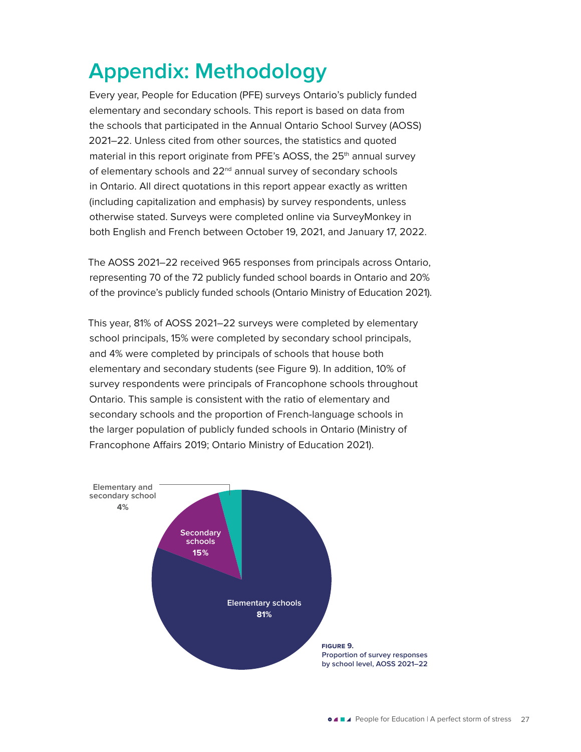# Appendix: Methodology

Every year, People for Education (PFE) surveys Ontario's publicly funded elementary and secondary schools. This report is based on data from the schools that participated in the Annual Ontario School Survey (AOSS) 2021–22. Unless cited from other sources, the statistics and quoted material in this report originate from PFE's AOSS, the 25th annual survey of elementary schools and 22nd annual survey of secondary schools in Ontario. All direct quotations in this report appear exactly as written (including capitalization and emphasis) by survey respondents, unless otherwise stated. Surveys were completed online via SurveyMonkey in both English and French between October 19, 2021, and January 17, 2022.

The AOSS 2021–22 received 965 responses from principals across Ontario, representing 70 of the 72 publicly funded school boards in Ontario and 20% of the province's publicly funded schools (Ontario Ministry of Education 2021).

This year, 81% of AOSS 2021–22 surveys were completed by elementary school principals, 15% were completed by secondary school principals, and 4% were completed by principals of schools that house both elementary and secondary students (see Figure 9). In addition, 10% of survey respondents were principals of Francophone schools throughout Ontario. This sample is consistent with the ratio of elementary and secondary schools and the proportion of French-language schools in the larger population of publicly funded schools in Ontario (Ministry of Francophone Affairs 2019; Ontario Ministry of Education 2021).

Elementary and secondary school
4%

Secondary schools
15%

Elementary schools
81%

**FIGURE 9.**
**Proportion of survey responses by school level, AOSS 2021–22**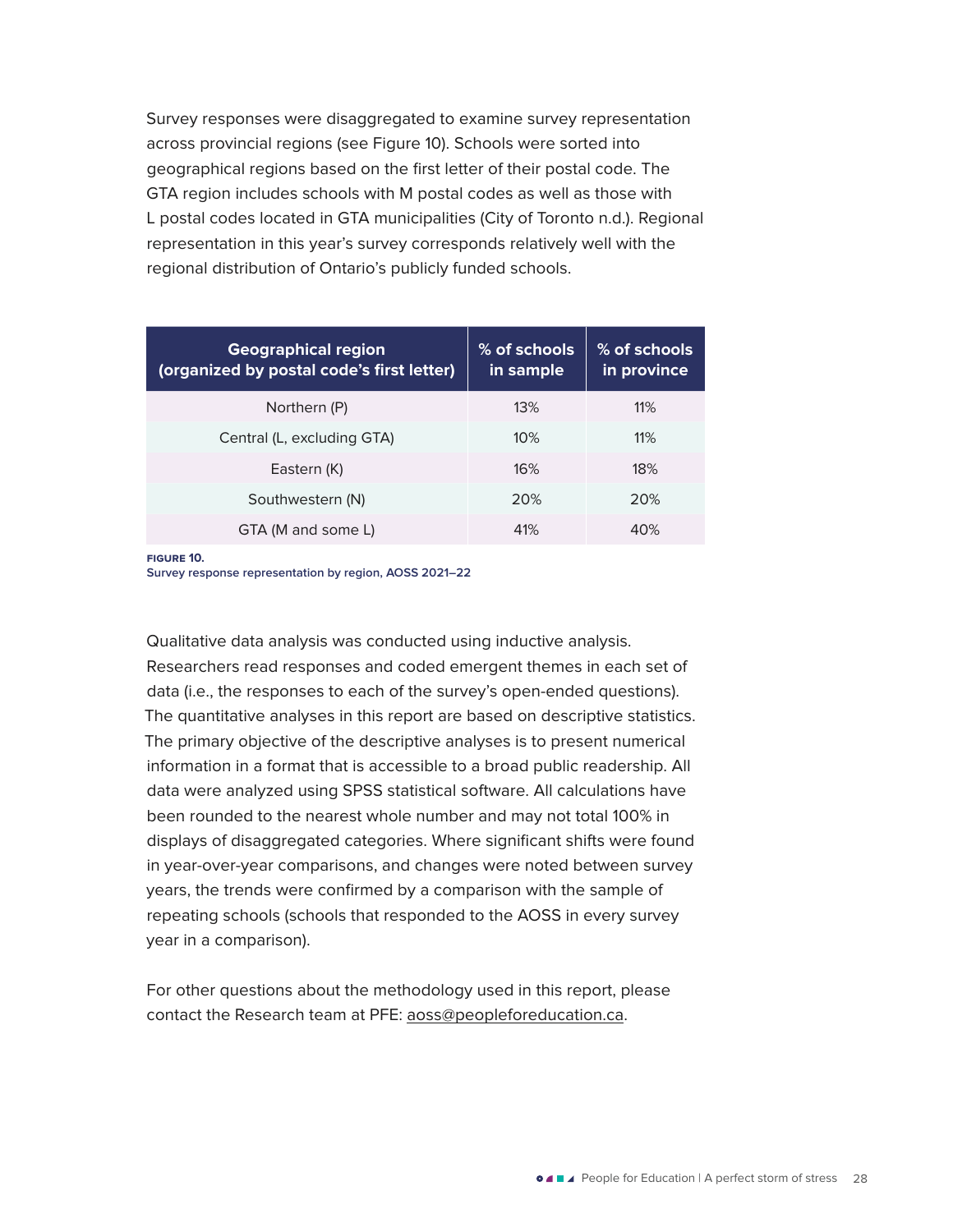Survey responses were disaggregated to examine survey representation across provincial regions (see Figure 10). Schools were sorted into geographical regions based on the first letter of their postal code. The GTA region includes schools with M postal codes as well as those with L postal codes located in GTA municipalities (City of Toronto n.d.). Regional representation in this year's survey corresponds relatively well with the regional distribution of Ontario's publicly funded schools.

| Geographical region (organized by postal code's first letter) | % of schools in sample | % of schools in province |
|---|---|---|
| Northern (P) | 13% | 11% |
| Central (L, excluding GTA) | 10% | 11% |
| Eastern (K) | 16% | 18% |
| Southwestern (N) | 20% | 20% |
| GTA (M and some L) | 41% | 40% |

**FIGURE 10.**
**Survey response representation by region, AOSS 2021–22**

Qualitative data analysis was conducted using inductive analysis. Researchers read responses and coded emergent themes in each set of data (i.e., the responses to each of the survey's open-ended questions). The quantitative analyses in this report are based on descriptive statistics. The primary objective of the descriptive analyses is to present numerical information in a format that is accessible to a broad public readership. All data were analyzed using SPSS statistical software. All calculations have been rounded to the nearest whole number and may not total 100% in displays of disaggregated categories. Where significant shifts were found in year-over-year comparisons, and changes were noted between survey years, the trends were confirmed by a comparison with the sample of repeating schools (schools that responded to the AOSS in every survey year in a comparison).

For other questions about the methodology used in this report, please contact the Research team at PFE: aoss@peopleforeducation.ca.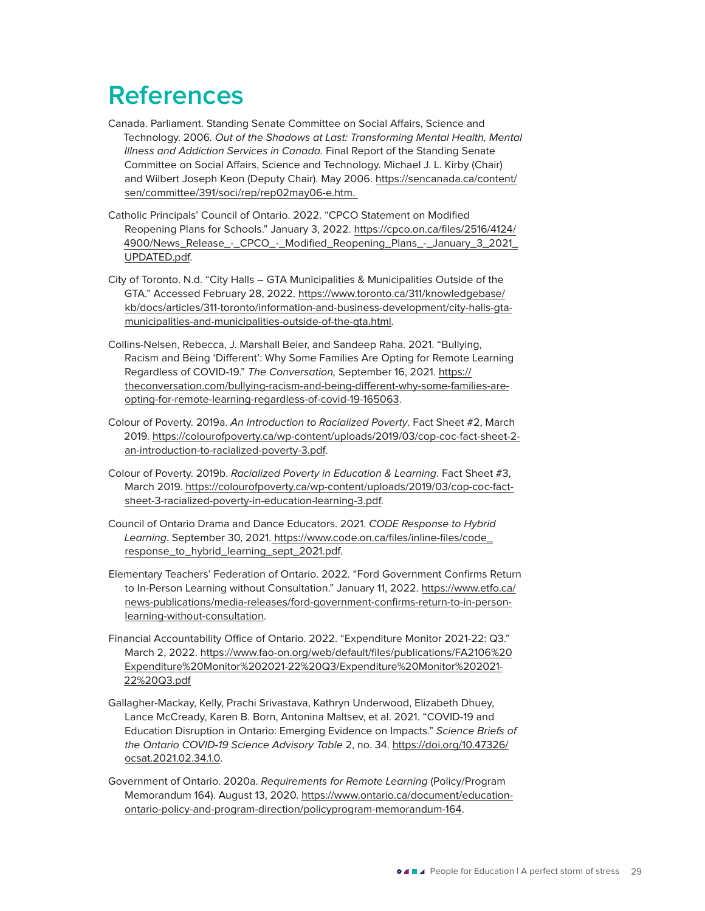# References

Canada. Parliament. Standing Senate Committee on Social Affairs, Science and Technology. 2006. *Out of the Shadows at Last: Transforming Mental Health, Mental Illness and Addiction Services in Canada.* Final Report of the Standing Senate Committee on Social Affairs, Science and Technology. Michael J. L. Kirby (Chair) and Wilbert Joseph Keon (Deputy Chair). May 2006. https://sencanada.ca/content/sen/committee/391/soci/rep/rep02may06-e.htm.

Catholic Principals' Council of Ontario. 2022. "CPCO Statement on Modified Reopening Plans for Schools." January 3, 2022. https://cpco.on.ca/files/2516/4124/4900/News_Release_-_CPCO_-_Modified_Reopening_Plans_-_January_3_2021_UPDATED.pdf.

City of Toronto. N.d. "City Halls – GTA Municipalities & Municipalities Outside of the GTA." Accessed February 28, 2022. https://www.toronto.ca/311/knowledgebase/kb/docs/articles/311-toronto/information-and-business-development/city-halls-gta-municipalities-and-municipalities-outside-of-the-gta.html.

Collins-Nelsen, Rebecca, J. Marshall Beier, and Sandeep Raha. 2021. "Bullying, Racism and Being 'Different': Why Some Families Are Opting for Remote Learning Regardless of COVID-19." *The Conversation,* September 16, 2021. https://theconversation.com/bullying-racism-and-being-different-why-some-families-are-opting-for-remote-learning-regardless-of-covid-19-165063.

Colour of Poverty. 2019a. *An Introduction to Racialized Poverty*. Fact Sheet #2, March 2019. https://colourofpoverty.ca/wp-content/uploads/2019/03/cop-coc-fact-sheet-2-an-introduction-to-racialized-poverty-3.pdf.

Colour of Poverty. 2019b. *Racialized Poverty in Education & Learning*. Fact Sheet #3, March 2019. https://colourofpoverty.ca/wp-content/uploads/2019/03/cop-coc-fact-sheet-3-racialized-poverty-in-education-learning-3.pdf.

Council of Ontario Drama and Dance Educators. 2021. *CODE Response to Hybrid Learning*. September 30, 2021. https://www.code.on.ca/files/inline-files/code_response_to_hybrid_learning_sept_2021.pdf.

Elementary Teachers' Federation of Ontario. 2022. "Ford Government Confirms Return to In-Person Learning without Consultation." January 11, 2022. https://www.etfo.ca/news-publications/media-releases/ford-government-confirms-return-to-in-person-learning-without-consultation.

Financial Accountability Office of Ontario. 2022. "Expenditure Monitor 2021-22: Q3." March 2, 2022. https://www.fao-on.org/web/default/files/publications/FA2106%20Expenditure%20Monitor%202021-22%20Q3/Expenditure%20Monitor%202021-22%20Q3.pdf

Gallagher-Mackay, Kelly, Prachi Srivastava, Kathryn Underwood, Elizabeth Dhuey, Lance McCready, Karen B. Born, Antonina Maltsev, et al. 2021. "COVID-19 and Education Disruption in Ontario: Emerging Evidence on Impacts." *Science Briefs of the Ontario COVID-19 Science Advisory Table* 2, no. 34. https://doi.org/10.47326/ocsat.2021.02.34.1.0.

Government of Ontario. 2020a. *Requirements for Remote Learning* (Policy/Program Memorandum 164). August 13, 2020. https://www.ontario.ca/document/education-ontario-policy-and-program-direction/policyprogram-memorandum-164.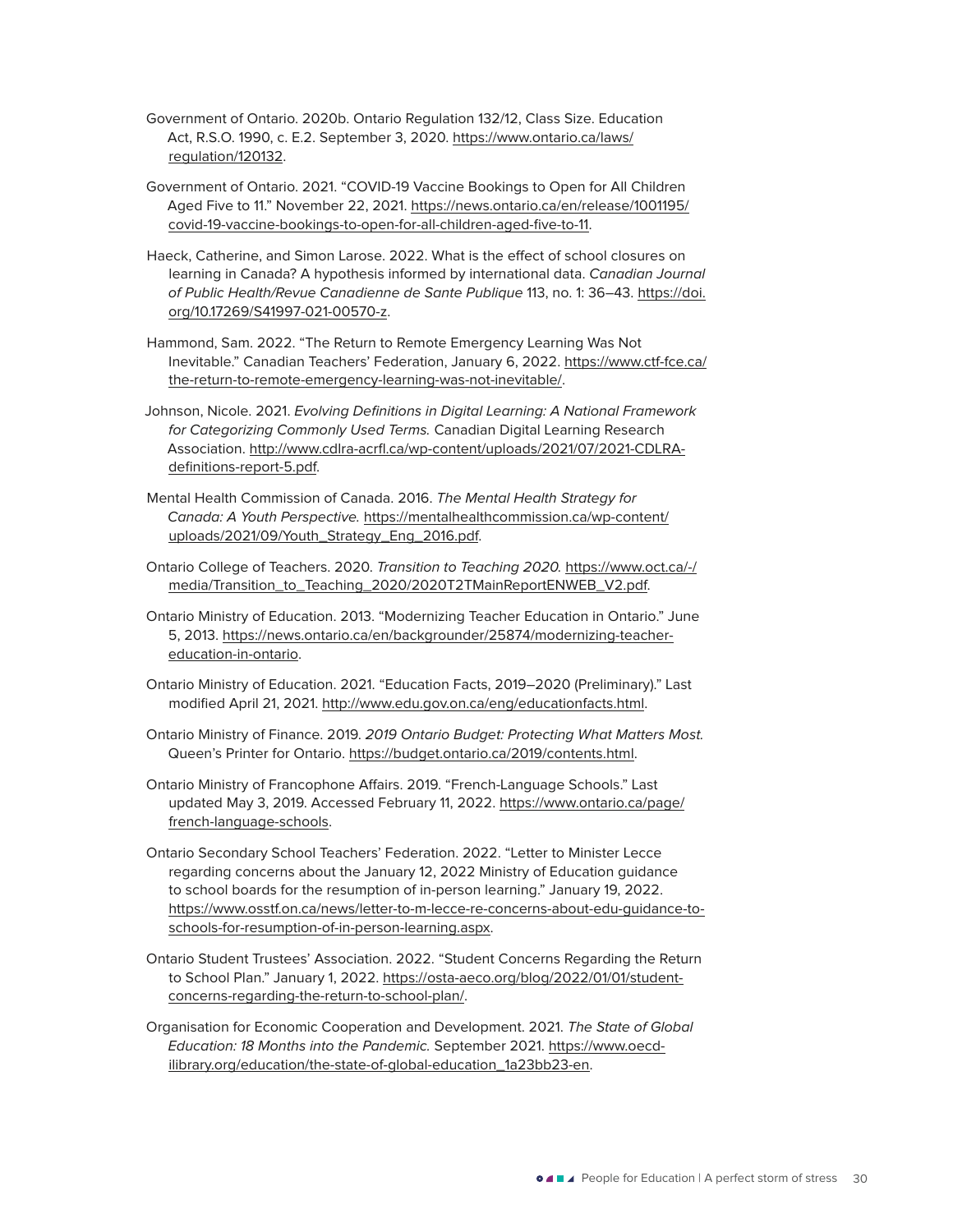Government of Ontario. 2020b. Ontario Regulation 132/12, Class Size. Education Act, R.S.O. 1990, c. E.2. September 3, 2020. https://www.ontario.ca/laws/regulation/120132.

Government of Ontario. 2021. "COVID-19 Vaccine Bookings to Open for All Children Aged Five to 11." November 22, 2021. https://news.ontario.ca/en/release/1001195/covid-19-vaccine-bookings-to-open-for-all-children-aged-five-to-11.

Haeck, Catherine, and Simon Larose. 2022. What is the effect of school closures on learning in Canada? A hypothesis informed by international data. *Canadian Journal of Public Health/Revue Canadienne de Sante Publique* 113, no. 1: 36–43. https://doi.org/10.17269/S41997-021-00570-z.

Hammond, Sam. 2022. "The Return to Remote Emergency Learning Was Not Inevitable." Canadian Teachers' Federation, January 6, 2022. https://www.ctf-fce.ca/the-return-to-remote-emergency-learning-was-not-inevitable/.

Johnson, Nicole. 2021. *Evolving Definitions in Digital Learning: A National Framework for Categorizing Commonly Used Terms.* Canadian Digital Learning Research Association. http://www.cdlra-acrfl.ca/wp-content/uploads/2021/07/2021-CDLRA-definitions-report-5.pdf.

Mental Health Commission of Canada. 2016. *The Mental Health Strategy for Canada: A Youth Perspective.* https://mentalhealthcommission.ca/wp-content/uploads/2021/09/Youth_Strategy_Eng_2016.pdf.

Ontario College of Teachers. 2020. *Transition to Teaching 2020.* https://www.oct.ca/-/media/Transition_to_Teaching_2020/2020T2TMainReportENWEB_V2.pdf.

Ontario Ministry of Education. 2013. "Modernizing Teacher Education in Ontario." June 5, 2013. https://news.ontario.ca/en/backgrounder/25874/modernizing-teacher-education-in-ontario.

Ontario Ministry of Education. 2021. "Education Facts, 2019–2020 (Preliminary)." Last modified April 21, 2021. http://www.edu.gov.on.ca/eng/educationfacts.html.

Ontario Ministry of Finance. 2019. *2019 Ontario Budget: Protecting What Matters Most.* Queen's Printer for Ontario. https://budget.ontario.ca/2019/contents.html.

Ontario Ministry of Francophone Affairs. 2019. "French-Language Schools." Last updated May 3, 2019. Accessed February 11, 2022. https://www.ontario.ca/page/french-language-schools.

Ontario Secondary School Teachers' Federation. 2022. "Letter to Minister Lecce regarding concerns about the January 12, 2022 Ministry of Education guidance to school boards for the resumption of in-person learning." January 19, 2022. https://www.osstf.on.ca/news/letter-to-m-lecce-re-concerns-about-edu-guidance-to-schools-for-resumption-of-in-person-learning.aspx.

Ontario Student Trustees' Association. 2022. "Student Concerns Regarding the Return to School Plan." January 1, 2022. https://osta-aeco.org/blog/2022/01/01/student-concerns-regarding-the-return-to-school-plan/.

Organisation for Economic Cooperation and Development. 2021. *The State of Global Education: 18 Months into the Pandemic.* September 2021. https://www.oecd-ilibrary.org/education/the-state-of-global-education_1a23bb23-en.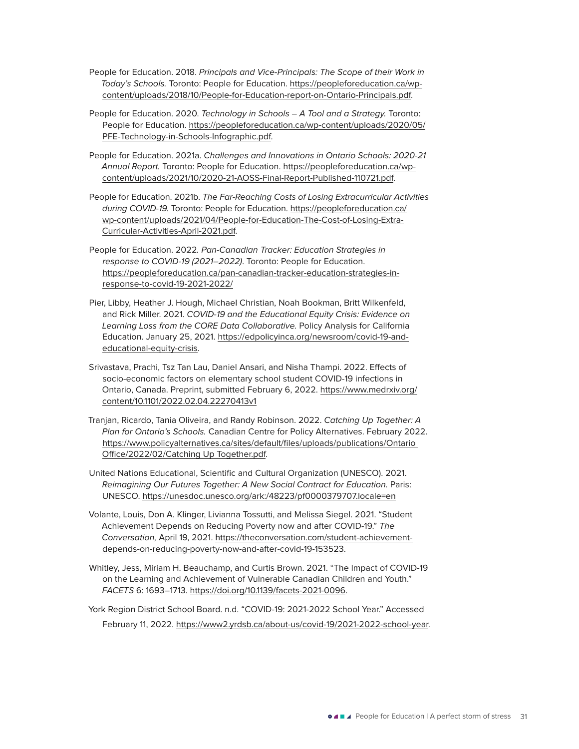People for Education. 2018. *Principals and Vice-Principals: The Scope of their Work in Today's Schools.* Toronto: People for Education. https://peopleforeducation.ca/wp-content/uploads/2018/10/People-for-Education-report-on-Ontario-Principals.pdf.

People for Education. 2020. *Technology in Schools – A Tool and a Strategy.* Toronto: People for Education. https://peopleforeducation.ca/wp-content/uploads/2020/05/PFE-Technology-in-Schools-Infographic.pdf.

People for Education. 2021a. *Challenges and Innovations in Ontario Schools: 2020-21 Annual Report.* Toronto: People for Education. https://peopleforeducation.ca/wp-content/uploads/2021/10/2020-21-AOSS-Final-Report-Published-110721.pdf.

People for Education. 2021b. *The Far-Reaching Costs of Losing Extracurricular Activities during COVID-19.* Toronto: People for Education. https://peopleforeducation.ca/wp-content/uploads/2021/04/People-for-Education-The-Cost-of-Losing-Extra-Curricular-Activities-April-2021.pdf.

People for Education. 2022. *Pan-Canadian Tracker: Education Strategies in response to COVID-19 (2021–2022).* Toronto: People for Education. https://peopleforeducation.ca/pan-canadian-tracker-education-strategies-in-response-to-covid-19-2021-2022/

Pier, Libby, Heather J. Hough, Michael Christian, Noah Bookman, Britt Wilkenfeld, and Rick Miller. 2021. *COVID-19 and the Educational Equity Crisis: Evidence on Learning Loss from the CORE Data Collaborative.* Policy Analysis for California Education. January 25, 2021. https://edpolicyinca.org/newsroom/covid-19-and-educational-equity-crisis.

Srivastava, Prachi, Tsz Tan Lau, Daniel Ansari, and Nisha Thampi. 2022. Effects of socio-economic factors on elementary school student COVID-19 infections in Ontario, Canada. Preprint, submitted February 6, 2022. https://www.medrxiv.org/content/10.1101/2022.02.04.22270413v1

Tranjan, Ricardo, Tania Oliveira, and Randy Robinson. 2022. *Catching Up Together: A Plan for Ontario's Schools.* Canadian Centre for Policy Alternatives. February 2022. https://www.policyalternatives.ca/sites/default/files/uploads/publications/Ontario Office/2022/02/Catching Up Together.pdf.

United Nations Educational, Scientific and Cultural Organization (UNESCO). 2021. *Reimagining Our Futures Together: A New Social Contract for Education.* Paris: UNESCO. https://unesdoc.unesco.org/ark:/48223/pf0000379707.locale=en

Volante, Louis, Don A. Klinger, Livianna Tossutti, and Melissa Siegel. 2021. "Student Achievement Depends on Reducing Poverty now and after COVID-19." *The Conversation,* April 19, 2021. https://theconversation.com/student-achievement-depends-on-reducing-poverty-now-and-after-covid-19-153523.

Whitley, Jess, Miriam H. Beauchamp, and Curtis Brown. 2021. "The Impact of COVID-19 on the Learning and Achievement of Vulnerable Canadian Children and Youth." *FACETS* 6: 1693–1713. https://doi.org/10.1139/facets-2021-0096.

York Region District School Board. n.d. "COVID-19: 2021-2022 School Year." Accessed February 11, 2022. https://www2.yrdsb.ca/about-us/covid-19/2021-2022-school-year.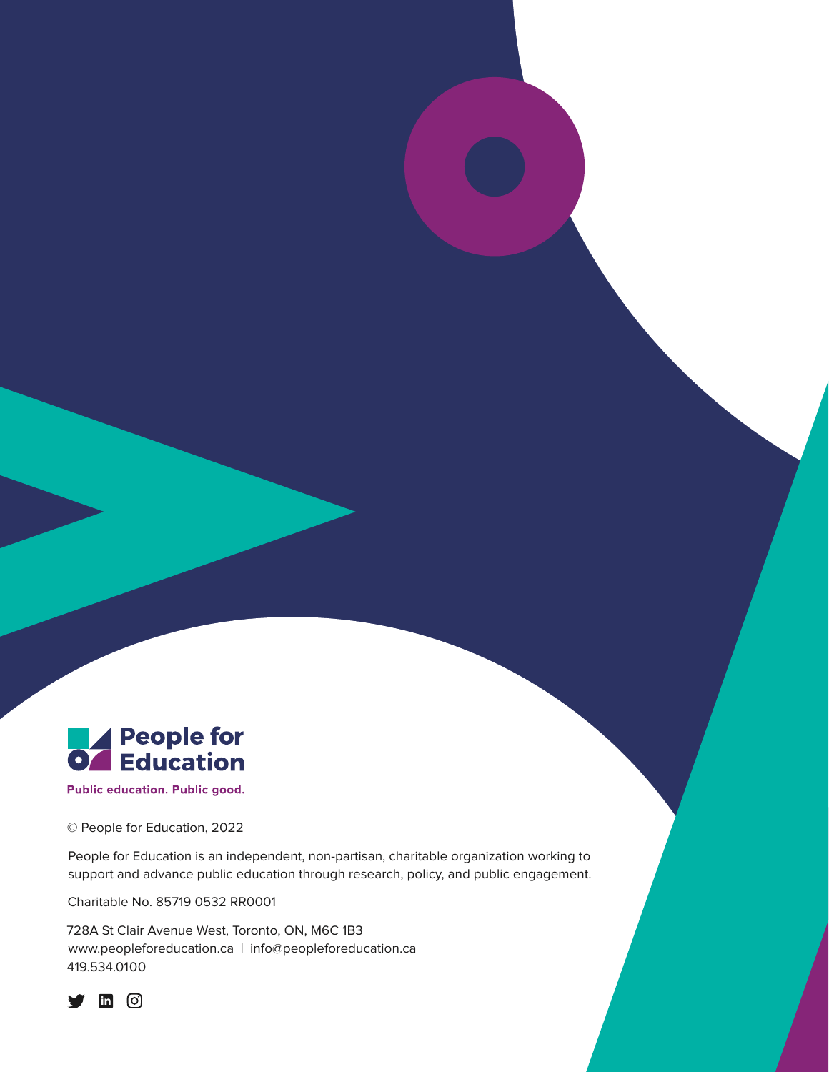**People for Education**

**Public education. Public good.**

© People for Education, 2022

People for Education is an independent, non-partisan, charitable organization working to support and advance public education through research, policy, and public engagement.

Charitable No. 85719 0532 RR0001

728A St Clair Avenue West, Toronto, ON, M6C 1B3
www.peopleforeducation.ca | info@peopleforeducation.ca
419.534.0100